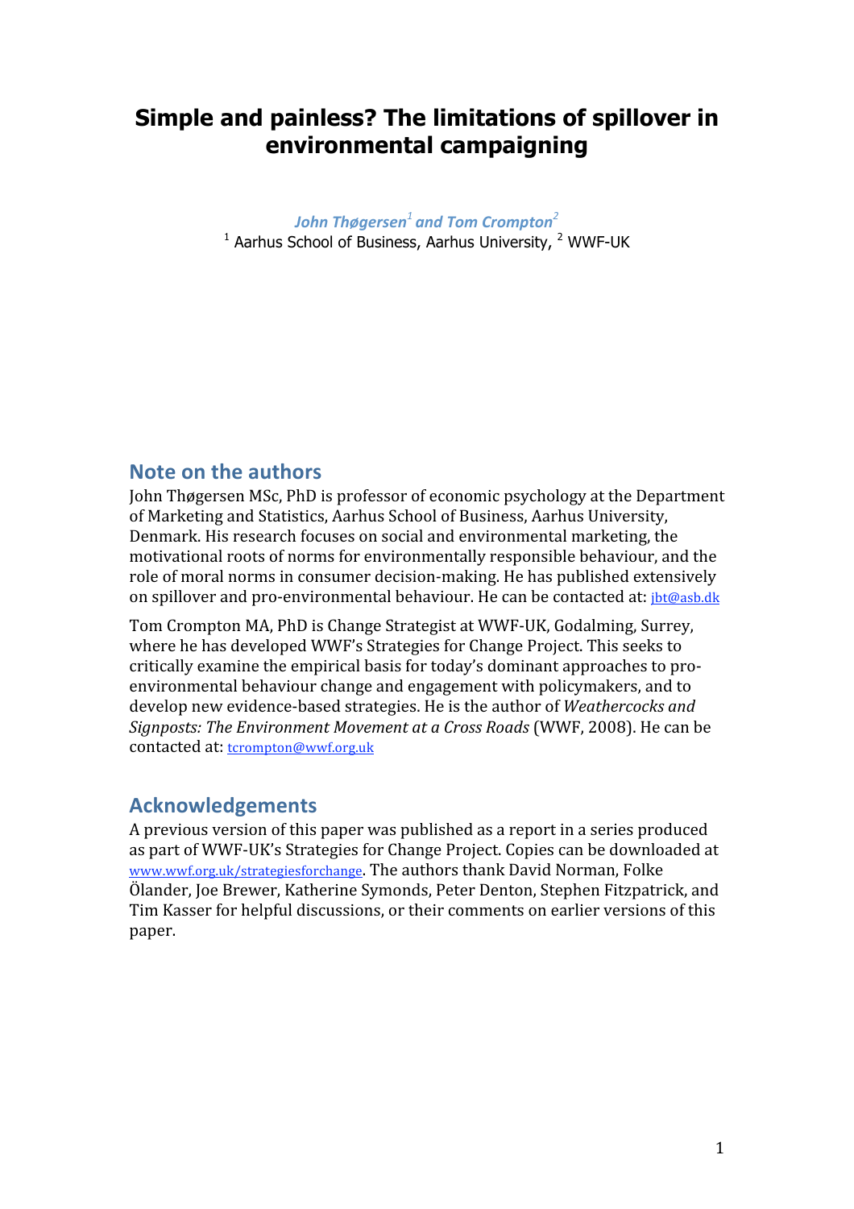# Simple and painless? The limitations of spillover in environmental campaigning

*John Thøgersen[1] and Tom Crompton[2]*

[1] Aarhus School of Business, Aarhus University, [2] WWF-UK

## Note on the authors

John Thøgersen MSc, PhD is professor of economic psychology at the Department of Marketing and Statistics, Aarhus School of Business, Aarhus University, Denmark. His research focuses on social and environmental marketing, the motivational roots of norms for environmentally responsible behaviour, and the role of moral norms in consumer decision-making. He has published extensively on spillover and pro-environmental behaviour. He can be contacted at: jbt@asb.dk

Tom Crompton MA, PhD is Change Strategist at WWF-UK, Godalming, Surrey, where he has developed WWF's Strategies for Change Project. This seeks to critically examine the empirical basis for today's dominant approaches to pro-environmental behaviour change and engagement with policymakers, and to develop new evidence-based strategies. He is the author of *Weathercocks and Signposts: The Environment Movement at a Cross Roads* (WWF, 2008). He can be contacted at: tcrompton@wwf.org.uk

## Acknowledgements

A previous version of this paper was published as a report in a series produced as part of WWF-UK's Strategies for Change Project. Copies can be downloaded at www.wwf.org.uk/strategiesforchange. The authors thank David Norman, Folke Ölander, Joe Brewer, Katherine Symonds, Peter Denton, Stephen Fitzpatrick, and Tim Kasser for helpful discussions, or their comments on earlier versions of this paper.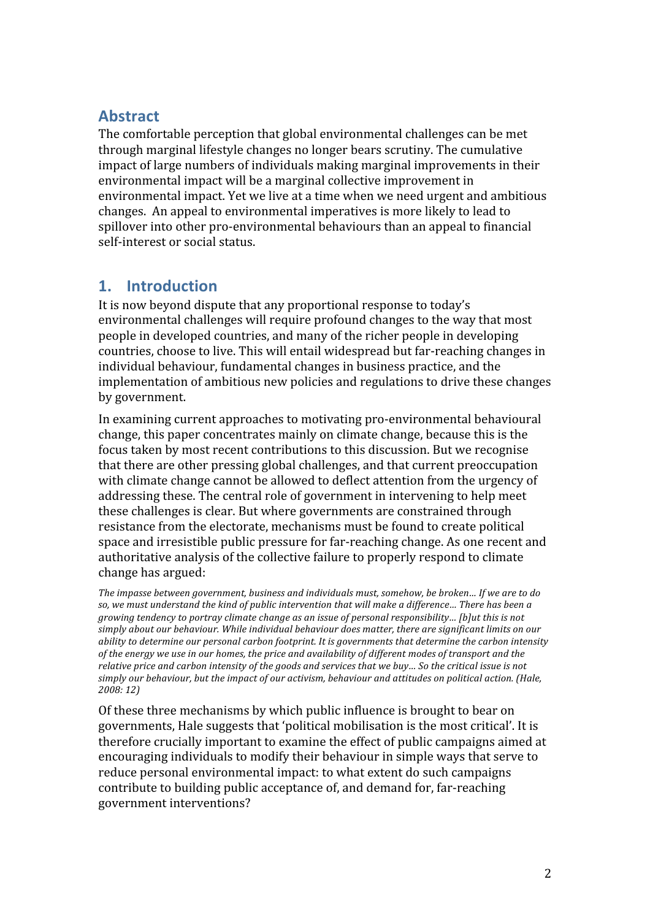## Abstract

The comfortable perception that global environmental challenges can be met through marginal lifestyle changes no longer bears scrutiny. The cumulative impact of large numbers of individuals making marginal improvements in their environmental impact will be a marginal collective improvement in environmental impact. Yet we live at a time when we need urgent and ambitious changes. An appeal to environmental imperatives is more likely to lead to spillover into other pro-environmental behaviours than an appeal to financial self-interest or social status.

## 1. Introduction

It is now beyond dispute that any proportional response to today's environmental challenges will require profound changes to the way that most people in developed countries, and many of the richer people in developing countries, choose to live. This will entail widespread but far-reaching changes in individual behaviour, fundamental changes in business practice, and the implementation of ambitious new policies and regulations to drive these changes by government.

In examining current approaches to motivating pro-environmental behavioural change, this paper concentrates mainly on climate change, because this is the focus taken by most recent contributions to this discussion. But we recognise that there are other pressing global challenges, and that current preoccupation with climate change cannot be allowed to deflect attention from the urgency of addressing these. The central role of government in intervening to help meet these challenges is clear. But where governments are constrained through resistance from the electorate, mechanisms must be found to create political space and irresistible public pressure for far-reaching change. As one recent and authoritative analysis of the collective failure to properly respond to climate change has argued:

> *The impasse between government, business and individuals must, somehow, be broken… If we are to do so, we must understand the kind of public intervention that will make a difference… There has been a growing tendency to portray climate change as an issue of personal responsibility… [b]ut this is not simply about our behaviour. While individual behaviour does matter, there are significant limits on our ability to determine our personal carbon footprint. It is governments that determine the carbon intensity of the energy we use in our homes, the price and availability of different modes of transport and the relative price and carbon intensity of the goods and services that we buy… So the critical issue is not simply our behaviour, but the impact of our activism, behaviour and attitudes on political action. (Hale, 2008: 12)*

Of these three mechanisms by which public influence is brought to bear on governments, Hale suggests that 'political mobilisation is the most critical'. It is therefore crucially important to examine the effect of public campaigns aimed at encouraging individuals to modify their behaviour in simple ways that serve to reduce personal environmental impact: to what extent do such campaigns contribute to building public acceptance of, and demand for, far-reaching government interventions?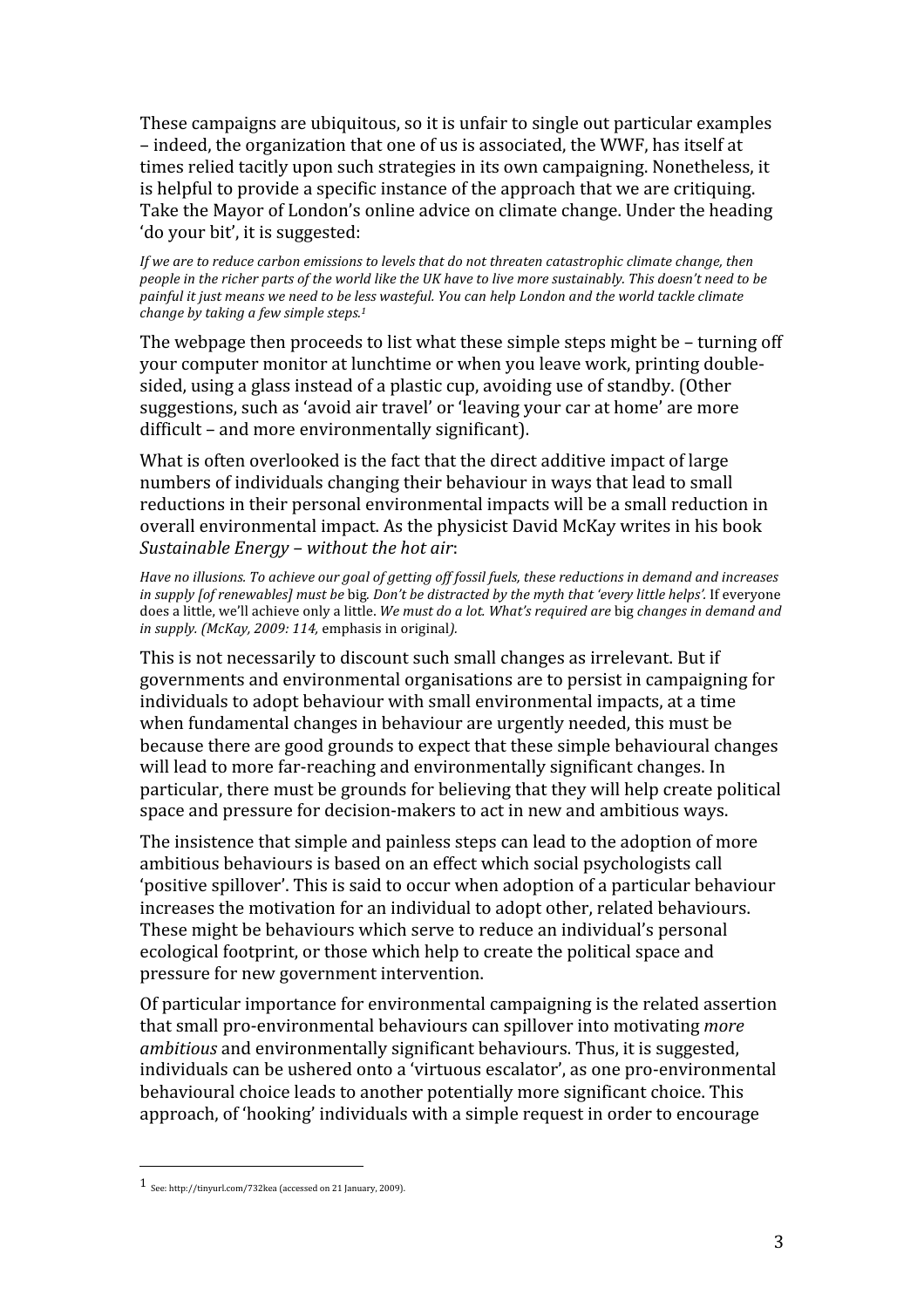These campaigns are ubiquitous, so it is unfair to single out particular examples – indeed, the organization that one of us is associated, the WWF, has itself at times relied tacitly upon such strategies in its own campaigning. Nonetheless, it is helpful to provide a specific instance of the approach that we are critiquing. Take the Mayor of London's online advice on climate change. Under the heading 'do your bit', it is suggested:

*If we are to reduce carbon emissions to levels that do not threaten catastrophic climate change, then people in the richer parts of the world like the UK have to live more sustainably. This doesn't need to be painful it just means we need to be less wasteful. You can help London and the world tackle climate change by taking a few simple steps.*[1]

The webpage then proceeds to list what these simple steps might be – turning off your computer monitor at lunchtime or when you leave work, printing double-sided, using a glass instead of a plastic cup, avoiding use of standby. (Other suggestions, such as 'avoid air travel' or 'leaving your car at home' are more difficult – and more environmentally significant).

What is often overlooked is the fact that the direct additive impact of large numbers of individuals changing their behaviour in ways that lead to small reductions in their personal environmental impacts will be a small reduction in overall environmental impact. As the physicist David McKay writes in his book *Sustainable Energy – without the hot air*:

*Have no illusions. To achieve our goal of getting off fossil fuels, these reductions in demand and increases in supply [of renewables] must be* big*. Don't be distracted by the myth that 'every little helps'.* If everyone does a little, we'll achieve only a little. *We must do a lot. What's required are* big *changes in demand and in supply. (McKay, 2009: 114,* emphasis in original*).*

This is not necessarily to discount such small changes as irrelevant. But if governments and environmental organisations are to persist in campaigning for individuals to adopt behaviour with small environmental impacts, at a time when fundamental changes in behaviour are urgently needed, this must be because there are good grounds to expect that these simple behavioural changes will lead to more far-reaching and environmentally significant changes. In particular, there must be grounds for believing that they will help create political space and pressure for decision-makers to act in new and ambitious ways.

The insistence that simple and painless steps can lead to the adoption of more ambitious behaviours is based on an effect which social psychologists call 'positive spillover'. This is said to occur when adoption of a particular behaviour increases the motivation for an individual to adopt other, related behaviours. These might be behaviours which serve to reduce an individual's personal ecological footprint, or those which help to create the political space and pressure for new government intervention.

Of particular importance for environmental campaigning is the related assertion that small pro-environmental behaviours can spillover into motivating *more ambitious* and environmentally significant behaviours. Thus, it is suggested, individuals can be ushered onto a 'virtuous escalator', as one pro-environmental behavioural choice leads to another potentially more significant choice. This approach, of 'hooking' individuals with a simple request in order to encourage

---

[1] See: http://tinyurl.com/732kea (accessed on 21 January, 2009).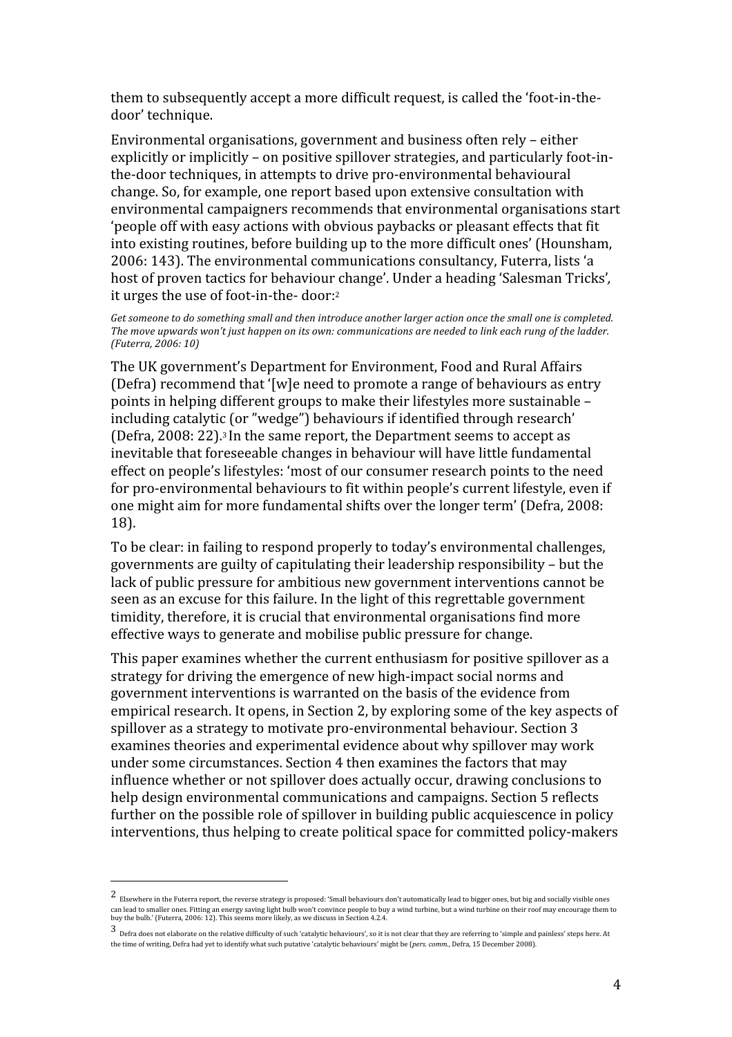them to subsequently accept a more difficult request, is called the 'foot-in-the-door' technique.

Environmental organisations, government and business often rely – either explicitly or implicitly – on positive spillover strategies, and particularly foot-in-the-door techniques, in attempts to drive pro-environmental behavioural change. So, for example, one report based upon extensive consultation with environmental campaigners recommends that environmental organisations start 'people off with easy actions with obvious paybacks or pleasant effects that fit into existing routines, before building up to the more difficult ones' (Hounsham, 2006: 143). The environmental communications consultancy, Futerra, lists 'a host of proven tactics for behaviour change'. Under a heading 'Salesman Tricks', it urges the use of foot-in-the- door:[2]

*Get someone to do something small and then introduce another larger action once the small one is completed. The move upwards won't just happen on its own: communications are needed to link each rung of the ladder. (Futerra, 2006: 10)*

The UK government's Department for Environment, Food and Rural Affairs (Defra) recommend that '[w]e need to promote a range of behaviours as entry points in helping different groups to make their lifestyles more sustainable – including catalytic (or "wedge") behaviours if identified through research' (Defra, 2008: 22).[3] In the same report, the Department seems to accept as inevitable that foreseeable changes in behaviour will have little fundamental effect on people's lifestyles: 'most of our consumer research points to the need for pro-environmental behaviours to fit within people's current lifestyle, even if one might aim for more fundamental shifts over the longer term' (Defra, 2008: 18).

To be clear: in failing to respond properly to today's environmental challenges, governments are guilty of capitulating their leadership responsibility – but the lack of public pressure for ambitious new government interventions cannot be seen as an excuse for this failure. In the light of this regrettable government timidity, therefore, it is crucial that environmental organisations find more effective ways to generate and mobilise public pressure for change.

This paper examines whether the current enthusiasm for positive spillover as a strategy for driving the emergence of new high-impact social norms and government interventions is warranted on the basis of the evidence from empirical research. It opens, in Section 2, by exploring some of the key aspects of spillover as a strategy to motivate pro-environmental behaviour. Section 3 examines theories and experimental evidence about why spillover may work under some circumstances. Section 4 then examines the factors that may influence whether or not spillover does actually occur, drawing conclusions to help design environmental communications and campaigns. Section 5 reflects further on the possible role of spillover in building public acquiescence in policy interventions, thus helping to create political space for committed policy-makers

---

[2] Elsewhere in the Futerra report, the reverse strategy is proposed: 'Small behaviours don't automatically lead to bigger ones, but big and socially visible ones can lead to smaller ones. Fitting an energy saving light bulb won't convince people to buy a wind turbine, but a wind turbine on their roof may encourage them to buy the bulb.' (Futerra, 2006: 12). This seems more likely, as we discuss in Section 4.2.4.

[3] Defra does not elaborate on the relative difficulty of such 'catalytic behaviours', so it is not clear that they are referring to 'simple and painless' steps here. At the time of writing, Defra had yet to identify what such putative 'catalytic behaviours' might be (*pers. comm.*, Defra, 15 December 2008).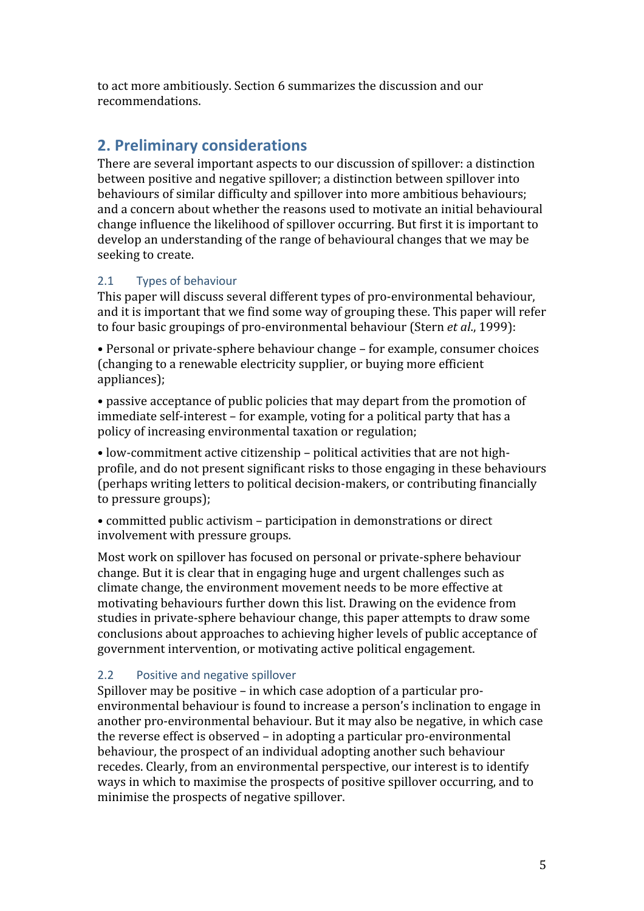to act more ambitiously. Section 6 summarizes the discussion and our recommendations.

## 2. Preliminary considerations

There are several important aspects to our discussion of spillover: a distinction between positive and negative spillover; a distinction between spillover into behaviours of similar difficulty and spillover into more ambitious behaviours; and a concern about whether the reasons used to motivate an initial behavioural change influence the likelihood of spillover occurring. But first it is important to develop an understanding of the range of behavioural changes that we may be seeking to create.

### 2.1 Types of behaviour

This paper will discuss several different types of pro-environmental behaviour, and it is important that we find some way of grouping these. This paper will refer to four basic groupings of pro-environmental behaviour (Stern *et al.*, 1999):

• Personal or private-sphere behaviour change – for example, consumer choices (changing to a renewable electricity supplier, or buying more efficient appliances);

• passive acceptance of public policies that may depart from the promotion of immediate self-interest – for example, voting for a political party that has a policy of increasing environmental taxation or regulation;

• low-commitment active citizenship – political activities that are not high-profile, and do not present significant risks to those engaging in these behaviours (perhaps writing letters to political decision-makers, or contributing financially to pressure groups);

• committed public activism – participation in demonstrations or direct involvement with pressure groups.

Most work on spillover has focused on personal or private-sphere behaviour change. But it is clear that in engaging huge and urgent challenges such as climate change, the environment movement needs to be more effective at motivating behaviours further down this list. Drawing on the evidence from studies in private-sphere behaviour change, this paper attempts to draw some conclusions about approaches to achieving higher levels of public acceptance of government intervention, or motivating active political engagement.

### 2.2 Positive and negative spillover

Spillover may be positive – in which case adoption of a particular pro-environmental behaviour is found to increase a person's inclination to engage in another pro-environmental behaviour. But it may also be negative, in which case the reverse effect is observed – in adopting a particular pro-environmental behaviour, the prospect of an individual adopting another such behaviour recedes. Clearly, from an environmental perspective, our interest is to identify ways in which to maximise the prospects of positive spillover occurring, and to minimise the prospects of negative spillover.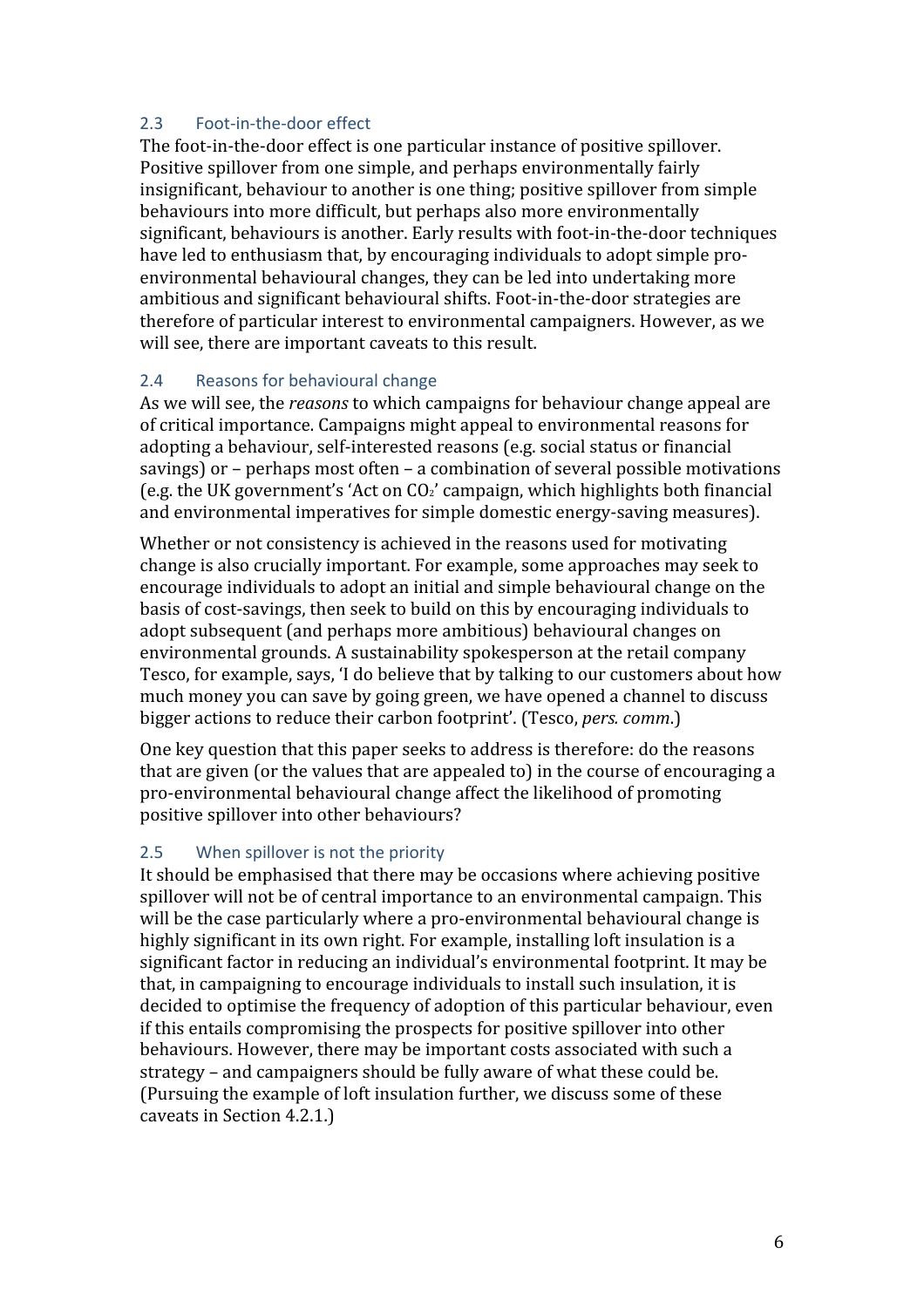### 2.3 Foot-in-the-door effect

The foot-in-the-door effect is one particular instance of positive spillover. Positive spillover from one simple, and perhaps environmentally fairly insignificant, behaviour to another is one thing; positive spillover from simple behaviours into more difficult, but perhaps also more environmentally significant, behaviours is another. Early results with foot-in-the-door techniques have led to enthusiasm that, by encouraging individuals to adopt simple pro-environmental behavioural changes, they can be led into undertaking more ambitious and significant behavioural shifts. Foot-in-the-door strategies are therefore of particular interest to environmental campaigners. However, as we will see, there are important caveats to this result.

### 2.4 Reasons for behavioural change

As we will see, the *reasons* to which campaigns for behaviour change appeal are of critical importance. Campaigns might appeal to environmental reasons for adopting a behaviour, self-interested reasons (e.g. social status or financial savings) or – perhaps most often – a combination of several possible motivations (e.g. the UK government's 'Act on $CO_2$' campaign, which highlights both financial and environmental imperatives for simple domestic energy-saving measures).

Whether or not consistency is achieved in the reasons used for motivating change is also crucially important. For example, some approaches may seek to encourage individuals to adopt an initial and simple behavioural change on the basis of cost-savings, then seek to build on this by encouraging individuals to adopt subsequent (and perhaps more ambitious) behavioural changes on environmental grounds. A sustainability spokesperson at the retail company Tesco, for example, says, 'I do believe that by talking to our customers about how much money you can save by going green, we have opened a channel to discuss bigger actions to reduce their carbon footprint'. (Tesco, *pers. comm.*)

One key question that this paper seeks to address is therefore: do the reasons that are given (or the values that are appealed to) in the course of encouraging a pro-environmental behavioural change affect the likelihood of promoting positive spillover into other behaviours?

### 2.5 When spillover is not the priority

It should be emphasised that there may be occasions where achieving positive spillover will not be of central importance to an environmental campaign. This will be the case particularly where a pro-environmental behavioural change is highly significant in its own right. For example, installing loft insulation is a significant factor in reducing an individual's environmental footprint. It may be that, in campaigning to encourage individuals to install such insulation, it is decided to optimise the frequency of adoption of this particular behaviour, even if this entails compromising the prospects for positive spillover into other behaviours. However, there may be important costs associated with such a strategy – and campaigners should be fully aware of what these could be. (Pursuing the example of loft insulation further, we discuss some of these caveats in Section 4.2.1.)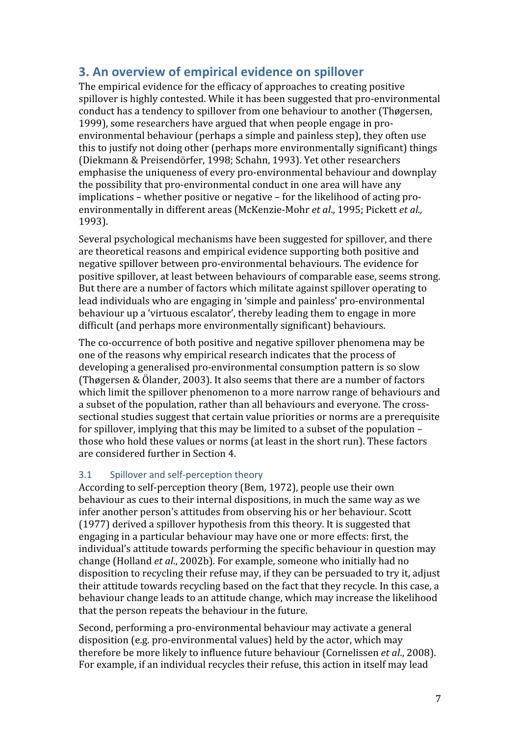## 3. An overview of empirical evidence on spillover

The empirical evidence for the efficacy of approaches to creating positive spillover is highly contested. While it has been suggested that pro-environmental conduct has a tendency to spillover from one behaviour to another (Thøgersen, 1999), some researchers have argued that when people engage in pro-environmental behaviour (perhaps a simple and painless step), they often use this to justify not doing other (perhaps more environmentally significant) things (Diekmann & Preisendörfer, 1998; Schahn, 1993). Yet other researchers emphasise the uniqueness of every pro-environmental behaviour and downplay the possibility that pro-environmental conduct in one area will have any implications – whether positive or negative – for the likelihood of acting pro-environmentally in different areas (McKenzie-Mohr *et al*., 1995; Pickett *et al.,* 1993).

Several psychological mechanisms have been suggested for spillover, and there are theoretical reasons and empirical evidence supporting both positive and negative spillover between pro-environmental behaviours. The evidence for positive spillover, at least between behaviours of comparable ease, seems strong. But there are a number of factors which militate against spillover operating to lead individuals who are engaging in 'simple and painless' pro-environmental behaviour up a 'virtuous escalator', thereby leading them to engage in more difficult (and perhaps more environmentally significant) behaviours.

The co-occurrence of both positive and negative spillover phenomena may be one of the reasons why empirical research indicates that the process of developing a generalised pro-environmental consumption pattern is so slow (Thøgersen & Ölander, 2003). It also seems that there are a number of factors which limit the spillover phenomenon to a more narrow range of behaviours and a subset of the population, rather than all behaviours and everyone. The cross-sectional studies suggest that certain value priorities or norms are a prerequisite for spillover, implying that this may be limited to a subset of the population – those who hold these values or norms (at least in the short run). These factors are considered further in Section 4.

### 3.1 Spillover and self-perception theory

According to self-perception theory (Bem, 1972), people use their own behaviour as cues to their internal dispositions, in much the same way as we infer another person's attitudes from observing his or her behaviour. Scott (1977) derived a spillover hypothesis from this theory. It is suggested that engaging in a particular behaviour may have one or more effects: first, the individual's attitude towards performing the specific behaviour in question may change (Holland *et al*., 2002b). For example, someone who initially had no disposition to recycling their refuse may, if they can be persuaded to try it, adjust their attitude towards recycling based on the fact that they recycle. In this case, a behaviour change leads to an attitude change, which may increase the likelihood that the person repeats the behaviour in the future.

Second, performing a pro-environmental behaviour may activate a general disposition (e.g. pro-environmental values) held by the actor, which may therefore be more likely to influence future behaviour (Cornelissen *et al*., 2008). For example, if an individual recycles their refuse, this action in itself may lead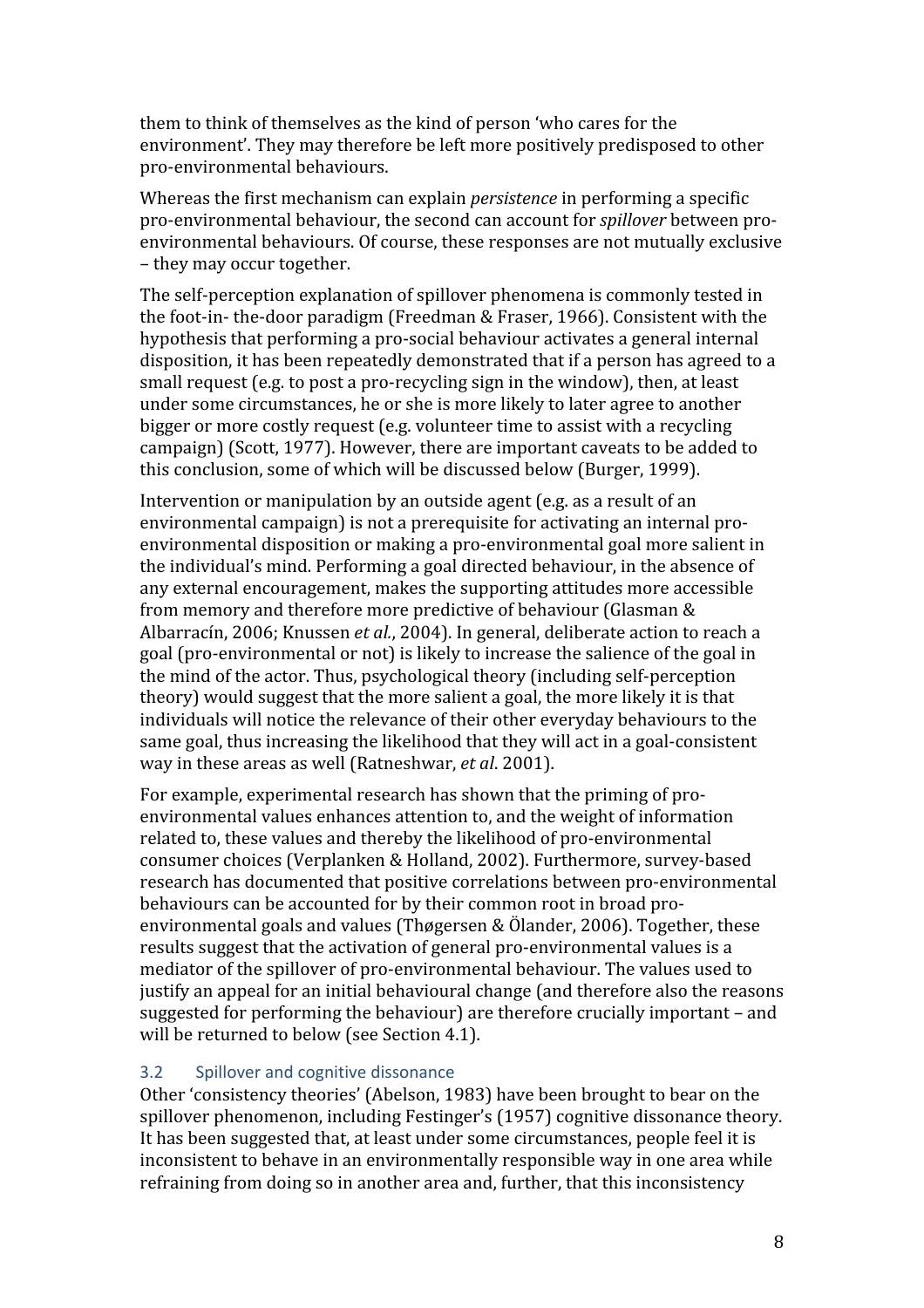them to think of themselves as the kind of person 'who cares for the environment'. They may therefore be left more positively predisposed to other pro-environmental behaviours.

Whereas the first mechanism can explain *persistence* in performing a specific pro-environmental behaviour, the second can account for *spillover* between pro-environmental behaviours. Of course, these responses are not mutually exclusive – they may occur together.

The self-perception explanation of spillover phenomena is commonly tested in the foot-in- the-door paradigm (Freedman & Fraser, 1966). Consistent with the hypothesis that performing a pro-social behaviour activates a general internal disposition, it has been repeatedly demonstrated that if a person has agreed to a small request (e.g. to post a pro-recycling sign in the window), then, at least under some circumstances, he or she is more likely to later agree to another bigger or more costly request (e.g. volunteer time to assist with a recycling campaign) (Scott, 1977). However, there are important caveats to be added to this conclusion, some of which will be discussed below (Burger, 1999).

Intervention or manipulation by an outside agent (e.g. as a result of an environmental campaign) is not a prerequisite for activating an internal pro-environmental disposition or making a pro-environmental goal more salient in the individual's mind. Performing a goal directed behaviour, in the absence of any external encouragement, makes the supporting attitudes more accessible from memory and therefore more predictive of behaviour (Glasman & Albarracín, 2006; Knussen *et al.*, 2004). In general, deliberate action to reach a goal (pro-environmental or not) is likely to increase the salience of the goal in the mind of the actor. Thus, psychological theory (including self-perception theory) would suggest that the more salient a goal, the more likely it is that individuals will notice the relevance of their other everyday behaviours to the same goal, thus increasing the likelihood that they will act in a goal-consistent way in these areas as well (Ratneshwar, *et al*. 2001).

For example, experimental research has shown that the priming of pro-environmental values enhances attention to, and the weight of information related to, these values and thereby the likelihood of pro-environmental consumer choices (Verplanken & Holland, 2002). Furthermore, survey-based research has documented that positive correlations between pro-environmental behaviours can be accounted for by their common root in broad pro-environmental goals and values (Thøgersen & Ölander, 2006). Together, these results suggest that the activation of general pro-environmental values is a mediator of the spillover of pro-environmental behaviour. The values used to justify an appeal for an initial behavioural change (and therefore also the reasons suggested for performing the behaviour) are therefore crucially important – and will be returned to below (see Section 4.1).

### 3.2 Spillover and cognitive dissonance

Other 'consistency theories' (Abelson, 1983) have been brought to bear on the spillover phenomenon, including Festinger's (1957) cognitive dissonance theory. It has been suggested that, at least under some circumstances, people feel it is inconsistent to behave in an environmentally responsible way in one area while refraining from doing so in another area and, further, that this inconsistency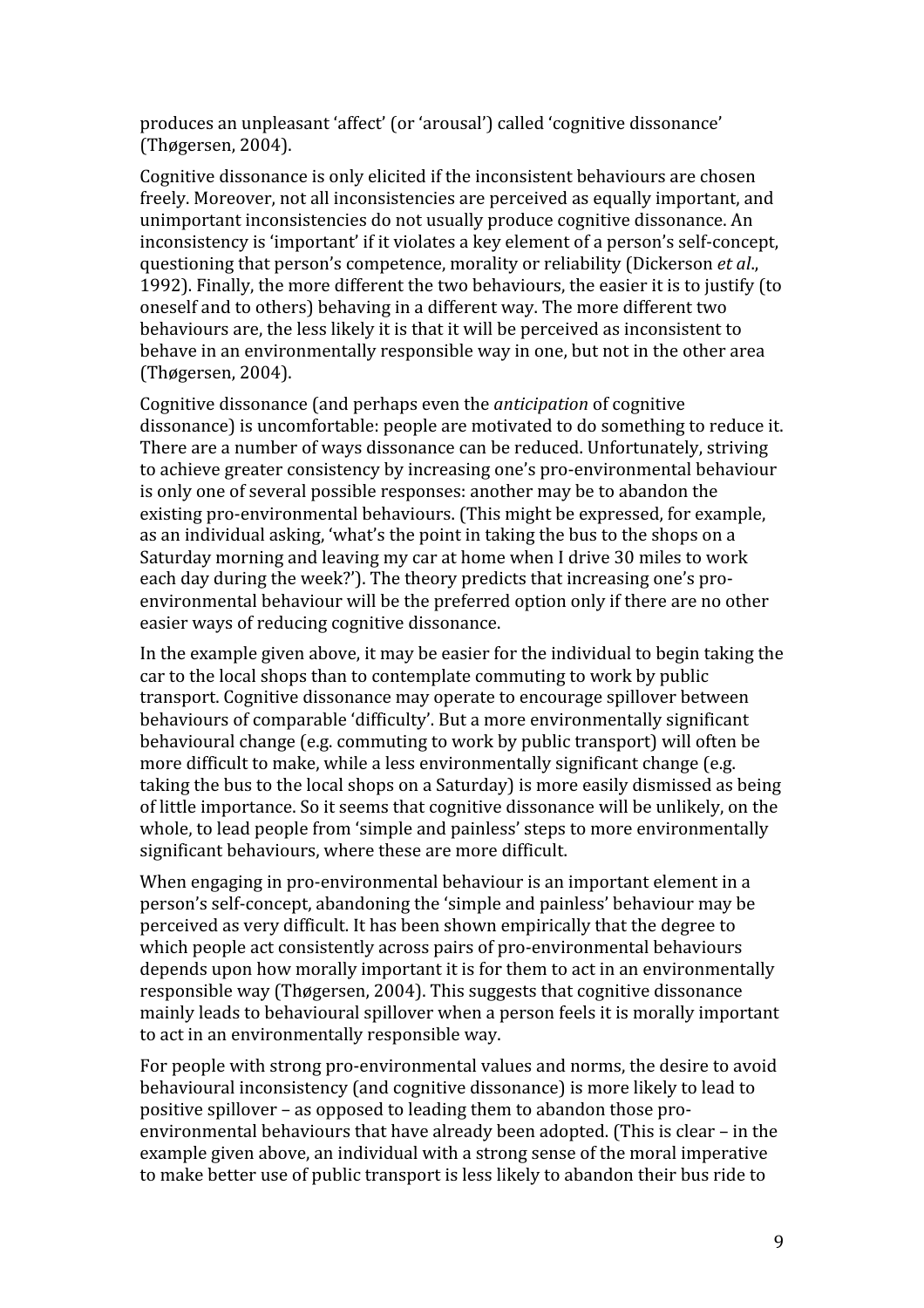produces an unpleasant 'affect' (or 'arousal') called 'cognitive dissonance' (Thøgersen, 2004).

Cognitive dissonance is only elicited if the inconsistent behaviours are chosen freely. Moreover, not all inconsistencies are perceived as equally important, and unimportant inconsistencies do not usually produce cognitive dissonance. An inconsistency is 'important' if it violates a key element of a person's self-concept, questioning that person's competence, morality or reliability (Dickerson *et al*., 1992). Finally, the more different the two behaviours, the easier it is to justify (to oneself and to others) behaving in a different way. The more different two behaviours are, the less likely it is that it will be perceived as inconsistent to behave in an environmentally responsible way in one, but not in the other area (Thøgersen, 2004).

Cognitive dissonance (and perhaps even the *anticipation* of cognitive dissonance) is uncomfortable: people are motivated to do something to reduce it. There are a number of ways dissonance can be reduced. Unfortunately, striving to achieve greater consistency by increasing one's pro-environmental behaviour is only one of several possible responses: another may be to abandon the existing pro-environmental behaviours. (This might be expressed, for example, as an individual asking, 'what's the point in taking the bus to the shops on a Saturday morning and leaving my car at home when I drive 30 miles to work each day during the week?'). The theory predicts that increasing one's pro-environmental behaviour will be the preferred option only if there are no other easier ways of reducing cognitive dissonance.

In the example given above, it may be easier for the individual to begin taking the car to the local shops than to contemplate commuting to work by public transport. Cognitive dissonance may operate to encourage spillover between behaviours of comparable 'difficulty'. But a more environmentally significant behavioural change (e.g. commuting to work by public transport) will often be more difficult to make, while a less environmentally significant change (e.g. taking the bus to the local shops on a Saturday) is more easily dismissed as being of little importance. So it seems that cognitive dissonance will be unlikely, on the whole, to lead people from 'simple and painless' steps to more environmentally significant behaviours, where these are more difficult.

When engaging in pro-environmental behaviour is an important element in a person's self-concept, abandoning the 'simple and painless' behaviour may be perceived as very difficult. It has been shown empirically that the degree to which people act consistently across pairs of pro-environmental behaviours depends upon how morally important it is for them to act in an environmentally responsible way (Thøgersen, 2004). This suggests that cognitive dissonance mainly leads to behavioural spillover when a person feels it is morally important to act in an environmentally responsible way.

For people with strong pro-environmental values and norms, the desire to avoid behavioural inconsistency (and cognitive dissonance) is more likely to lead to positive spillover – as opposed to leading them to abandon those pro-environmental behaviours that have already been adopted. (This is clear – in the example given above, an individual with a strong sense of the moral imperative to make better use of public transport is less likely to abandon their bus ride to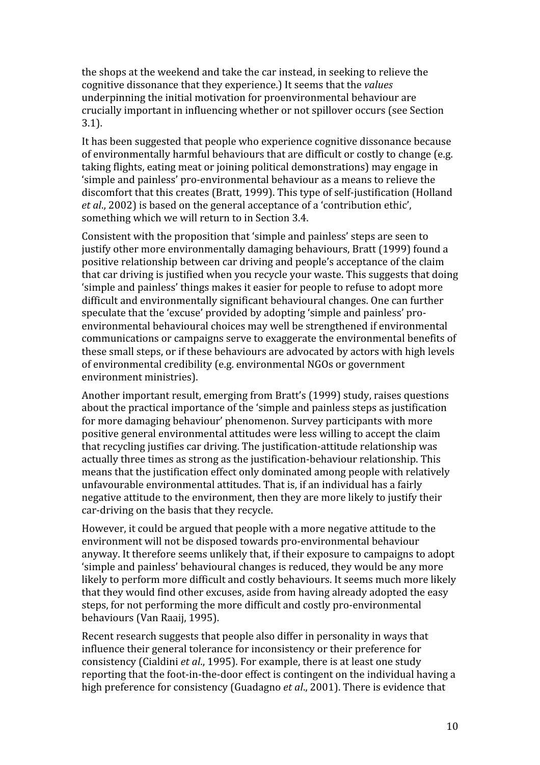the shops at the weekend and take the car instead, in seeking to relieve the cognitive dissonance that they experience.) It seems that the *values* underpinning the initial motivation for proenvironmental behaviour are crucially important in influencing whether or not spillover occurs (see Section 3.1).

It has been suggested that people who experience cognitive dissonance because of environmentally harmful behaviours that are difficult or costly to change (e.g. taking flights, eating meat or joining political demonstrations) may engage in 'simple and painless' pro-environmental behaviour as a means to relieve the discomfort that this creates (Bratt, 1999). This type of self-justification (Holland *et al*., 2002) is based on the general acceptance of a 'contribution ethic', something which we will return to in Section 3.4.

Consistent with the proposition that 'simple and painless' steps are seen to justify other more environmentally damaging behaviours, Bratt (1999) found a positive relationship between car driving and people's acceptance of the claim that car driving is justified when you recycle your waste. This suggests that doing 'simple and painless' things makes it easier for people to refuse to adopt more difficult and environmentally significant behavioural changes. One can further speculate that the 'excuse' provided by adopting 'simple and painless' pro-environmental behavioural choices may well be strengthened if environmental communications or campaigns serve to exaggerate the environmental benefits of these small steps, or if these behaviours are advocated by actors with high levels of environmental credibility (e.g. environmental NGOs or government environment ministries).

Another important result, emerging from Bratt's (1999) study, raises questions about the practical importance of the 'simple and painless steps as justification for more damaging behaviour' phenomenon. Survey participants with more positive general environmental attitudes were less willing to accept the claim that recycling justifies car driving. The justification-attitude relationship was actually three times as strong as the justification-behaviour relationship. This means that the justification effect only dominated among people with relatively unfavourable environmental attitudes. That is, if an individual has a fairly negative attitude to the environment, then they are more likely to justify their car-driving on the basis that they recycle.

However, it could be argued that people with a more negative attitude to the environment will not be disposed towards pro-environmental behaviour anyway. It therefore seems unlikely that, if their exposure to campaigns to adopt 'simple and painless' behavioural changes is reduced, they would be any more likely to perform more difficult and costly behaviours. It seems much more likely that they would find other excuses, aside from having already adopted the easy steps, for not performing the more difficult and costly pro-environmental behaviours (Van Raaij, 1995).

Recent research suggests that people also differ in personality in ways that influence their general tolerance for inconsistency or their preference for consistency (Cialdini *et al*., 1995). For example, there is at least one study reporting that the foot-in-the-door effect is contingent on the individual having a high preference for consistency (Guadagno *et al*., 2001). There is evidence that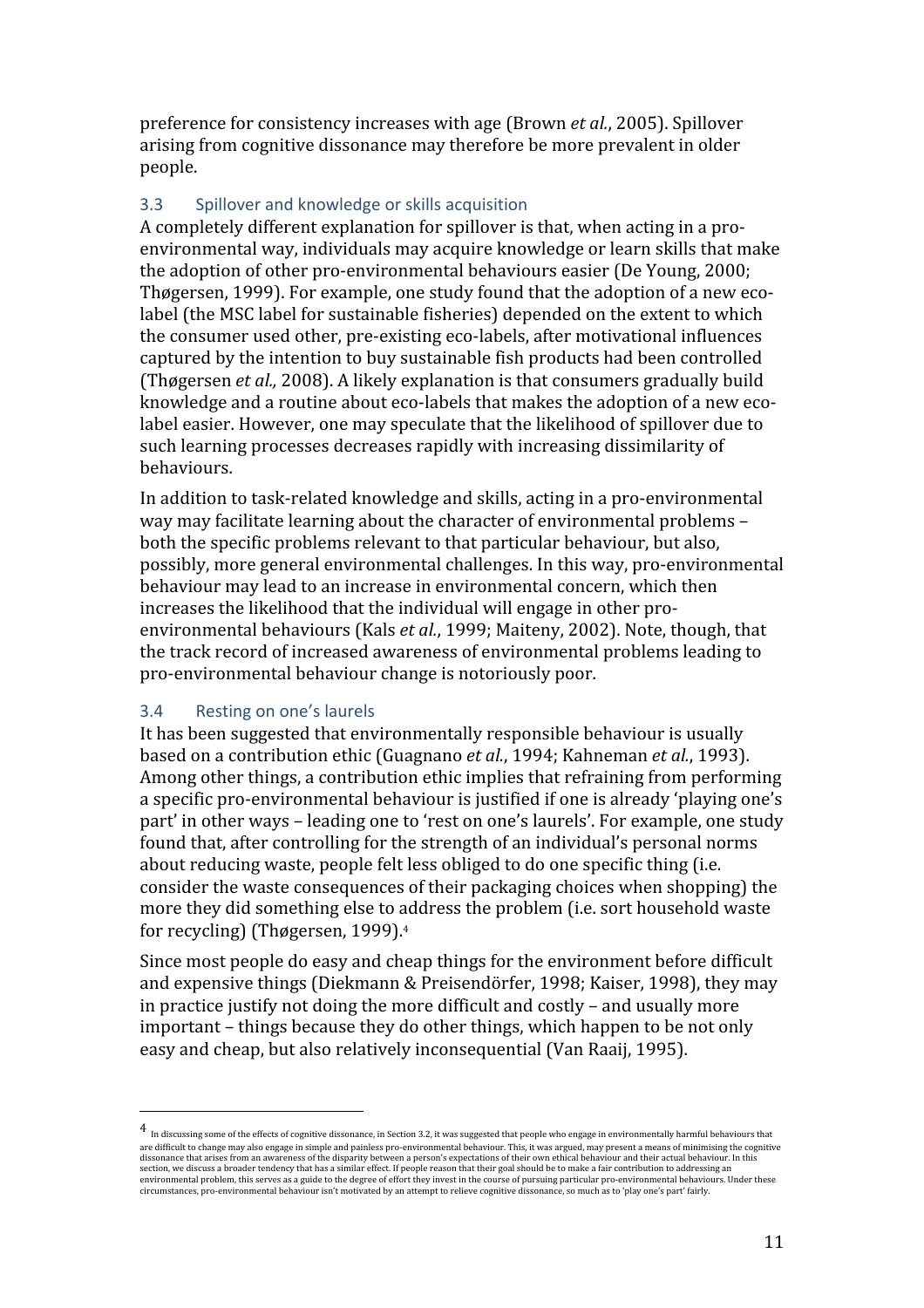preference for consistency increases with age (Brown *et al.*, 2005). Spillover arising from cognitive dissonance may therefore be more prevalent in older people.

### 3.3 Spillover and knowledge or skills acquisition

A completely different explanation for spillover is that, when acting in a pro-environmental way, individuals may acquire knowledge or learn skills that make the adoption of other pro-environmental behaviours easier (De Young, 2000; Thøgersen, 1999). For example, one study found that the adoption of a new eco-label (the MSC label for sustainable fisheries) depended on the extent to which the consumer used other, pre-existing eco-labels, after motivational influences captured by the intention to buy sustainable fish products had been controlled (Thøgersen *et al.,* 2008). A likely explanation is that consumers gradually build knowledge and a routine about eco-labels that makes the adoption of a new eco-label easier. However, one may speculate that the likelihood of spillover due to such learning processes decreases rapidly with increasing dissimilarity of behaviours.

In addition to task-related knowledge and skills, acting in a pro-environmental way may facilitate learning about the character of environmental problems – both the specific problems relevant to that particular behaviour, but also, possibly, more general environmental challenges. In this way, pro-environmental behaviour may lead to an increase in environmental concern, which then increases the likelihood that the individual will engage in other pro-environmental behaviours (Kals *et al.*, 1999; Maiteny, 2002). Note, though, that the track record of increased awareness of environmental problems leading to pro-environmental behaviour change is notoriously poor.

### 3.4 Resting on one's laurels

It has been suggested that environmentally responsible behaviour is usually based on a contribution ethic (Guagnano *et al.*, 1994; Kahneman *et al.*, 1993). Among other things, a contribution ethic implies that refraining from performing a specific pro-environmental behaviour is justified if one is already 'playing one's part' in other ways – leading one to 'rest on one's laurels'. For example, one study found that, after controlling for the strength of an individual's personal norms about reducing waste, people felt less obliged to do one specific thing (i.e. consider the waste consequences of their packaging choices when shopping) the more they did something else to address the problem (i.e. sort household waste for recycling) (Thøgersen, 1999).[4]

Since most people do easy and cheap things for the environment before difficult and expensive things (Diekmann & Preisendörfer, 1998; Kaiser, 1998), they may in practice justify not doing the more difficult and costly – and usually more important – things because they do other things, which happen to be not only easy and cheap, but also relatively inconsequential (Van Raaij, 1995).

---

[4] In discussing some of the effects of cognitive dissonance, in Section 3.2, it was suggested that people who engage in environmentally harmful behaviours that are difficult to change may also engage in simple and painless pro-environmental behaviour. This, it was argued, may present a means of minimising the cognitive dissonance that arises from an awareness of the disparity between a person's expectations of their own ethical behaviour and their actual behaviour. In this section, we discuss a broader tendency that has a similar effect. If people reason that their goal should be to make a fair contribution to addressing an environmental problem, this serves as a guide to the degree of effort they invest in the course of pursuing particular pro-environmental behaviours. Under these circumstances, pro-environmental behaviour isn't motivated by an attempt to relieve cognitive dissonance, so much as to 'play one's part' fairly.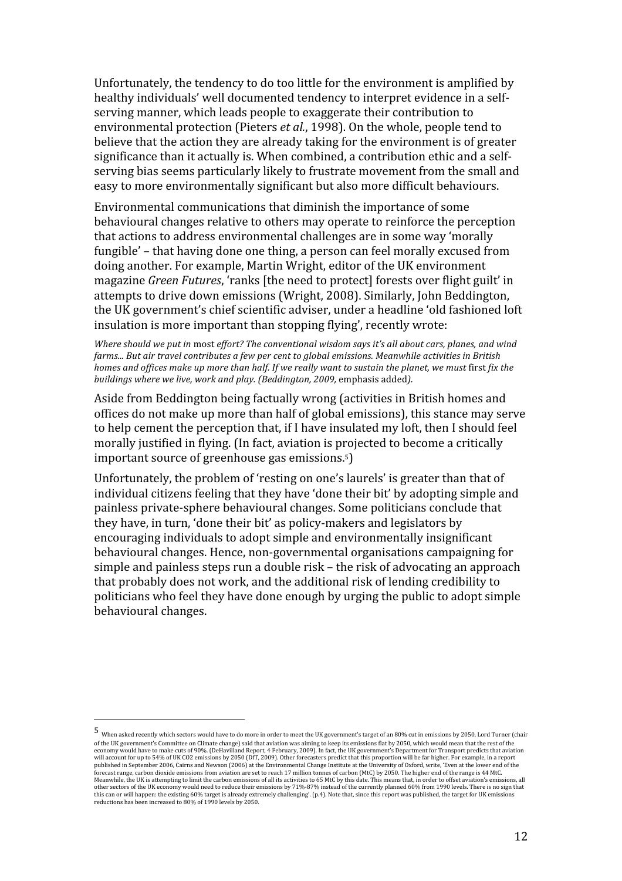Unfortunately, the tendency to do too little for the environment is amplified by healthy individuals' well documented tendency to interpret evidence in a self-serving manner, which leads people to exaggerate their contribution to environmental protection (Pieters *et al.*, 1998). On the whole, people tend to believe that the action they are already taking for the environment is of greater significance than it actually is. When combined, a contribution ethic and a self-serving bias seems particularly likely to frustrate movement from the small and easy to more environmentally significant but also more difficult behaviours.

Environmental communications that diminish the importance of some behavioural changes relative to others may operate to reinforce the perception that actions to address environmental challenges are in some way 'morally fungible' – that having done one thing, a person can feel morally excused from doing another. For example, Martin Wright, editor of the UK environment magazine *Green Futures*, 'ranks [the need to protect] forests over flight guilt' in attempts to drive down emissions (Wright, 2008). Similarly, John Beddington, the UK government's chief scientific adviser, under a headline 'old fashioned loft insulation is more important than stopping flying', recently wrote:

*Where should we put in* most *effort? The conventional wisdom says it's all about cars, planes, and wind farms... But air travel contributes a few per cent to global emissions. Meanwhile activities in British homes and offices make up more than half. If we really want to sustain the planet, we must* first *fix the buildings where we live, work and play. (Beddington, 2009,* emphasis added*).*

Aside from Beddington being factually wrong (activities in British homes and offices do not make up more than half of global emissions), this stance may serve to help cement the perception that, if I have insulated my loft, then I should feel morally justified in flying. (In fact, aviation is projected to become a critically important source of greenhouse gas emissions.[5])

Unfortunately, the problem of 'resting on one's laurels' is greater than that of individual citizens feeling that they have 'done their bit' by adopting simple and painless private-sphere behavioural changes. Some politicians conclude that they have, in turn, 'done their bit' as policy-makers and legislators by encouraging individuals to adopt simple and environmentally insignificant behavioural changes. Hence, non-governmental organisations campaigning for simple and painless steps run a double risk – the risk of advocating an approach that probably does not work, and the additional risk of lending credibility to politicians who feel they have done enough by urging the public to adopt simple behavioural changes.

---

[5] When asked recently which sectors would have to do more in order to meet the UK government's target of an 80% cut in emissions by 2050, Lord Turner (chair of the UK government's Committee on Climate change) said that aviation was aiming to keep its emissions flat by 2050, which would mean that the rest of the economy would have to make cuts of 90%. (DeHavilland Report, 4 February, 2009). In fact, the UK government's Department for Transport predicts that aviation will account for up to 54% of UK CO2 emissions by 2050 (DfT, 2009). Other forecasters predict that this proportion will be far higher. For example, in a report published in September 2006, Cairns and Newson (2006) at the Environmental Change Institute at the University of Oxford, write, 'Even at the lower end of the forecast range, carbon dioxide emissions from aviation are set to reach 17 million tonnes of carbon (MtC) by 2050. The higher end of the range is 44 MtC. Meanwhile, the UK is attempting to limit the carbon emissions of all its activities to 65 MtC by this date. This means that, in order to offset aviation's emissions, all other sectors of the UK economy would need to reduce their emissions by 71%-87% instead of the currently planned 60% from 1990 levels. There is no sign that this can or will happen: the existing 60% target is already extremely challenging'. (p.4). Note that, since this report was published, the target for UK emissions reductions has been increased to 80% of 1990 levels by 2050.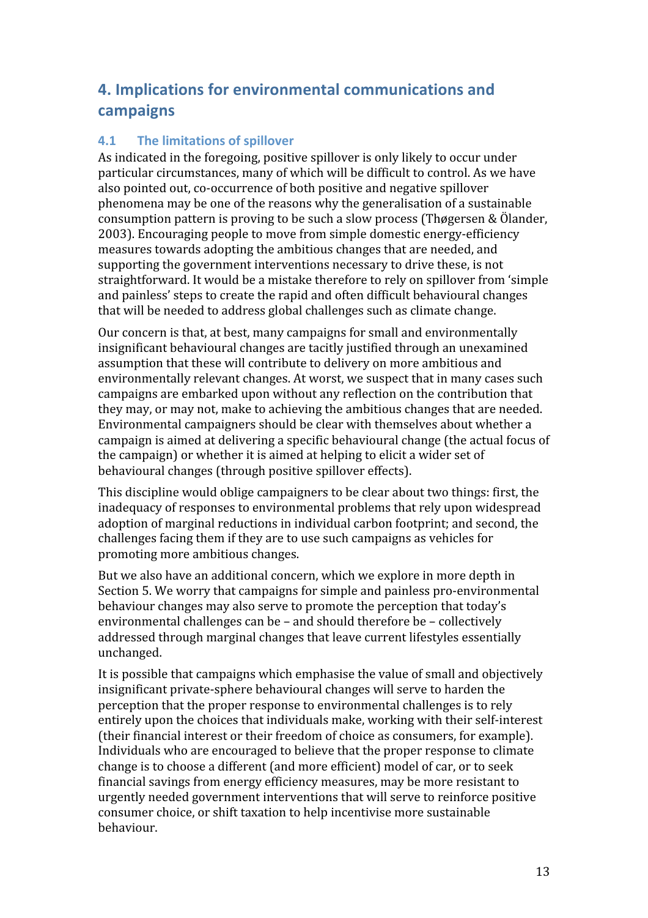# 4. Implications for environmental communications and campaigns

## 4.1 The limitations of spillover

As indicated in the foregoing, positive spillover is only likely to occur under particular circumstances, many of which will be difficult to control. As we have also pointed out, co-occurrence of both positive and negative spillover phenomena may be one of the reasons why the generalisation of a sustainable consumption pattern is proving to be such a slow process (Thøgersen & Ölander, 2003). Encouraging people to move from simple domestic energy-efficiency measures towards adopting the ambitious changes that are needed, and supporting the government interventions necessary to drive these, is not straightforward. It would be a mistake therefore to rely on spillover from 'simple and painless' steps to create the rapid and often difficult behavioural changes that will be needed to address global challenges such as climate change.

Our concern is that, at best, many campaigns for small and environmentally insignificant behavioural changes are tacitly justified through an unexamined assumption that these will contribute to delivery on more ambitious and environmentally relevant changes. At worst, we suspect that in many cases such campaigns are embarked upon without any reflection on the contribution that they may, or may not, make to achieving the ambitious changes that are needed. Environmental campaigners should be clear with themselves about whether a campaign is aimed at delivering a specific behavioural change (the actual focus of the campaign) or whether it is aimed at helping to elicit a wider set of behavioural changes (through positive spillover effects).

This discipline would oblige campaigners to be clear about two things: first, the inadequacy of responses to environmental problems that rely upon widespread adoption of marginal reductions in individual carbon footprint; and second, the challenges facing them if they are to use such campaigns as vehicles for promoting more ambitious changes.

But we also have an additional concern, which we explore in more depth in Section 5. We worry that campaigns for simple and painless pro-environmental behaviour changes may also serve to promote the perception that today's environmental challenges can be – and should therefore be – collectively addressed through marginal changes that leave current lifestyles essentially unchanged.

It is possible that campaigns which emphasise the value of small and objectively insignificant private-sphere behavioural changes will serve to harden the perception that the proper response to environmental challenges is to rely entirely upon the choices that individuals make, working with their self-interest (their financial interest or their freedom of choice as consumers, for example). Individuals who are encouraged to believe that the proper response to climate change is to choose a different (and more efficient) model of car, or to seek financial savings from energy efficiency measures, may be more resistant to urgently needed government interventions that will serve to reinforce positive consumer choice, or shift taxation to help incentivise more sustainable behaviour.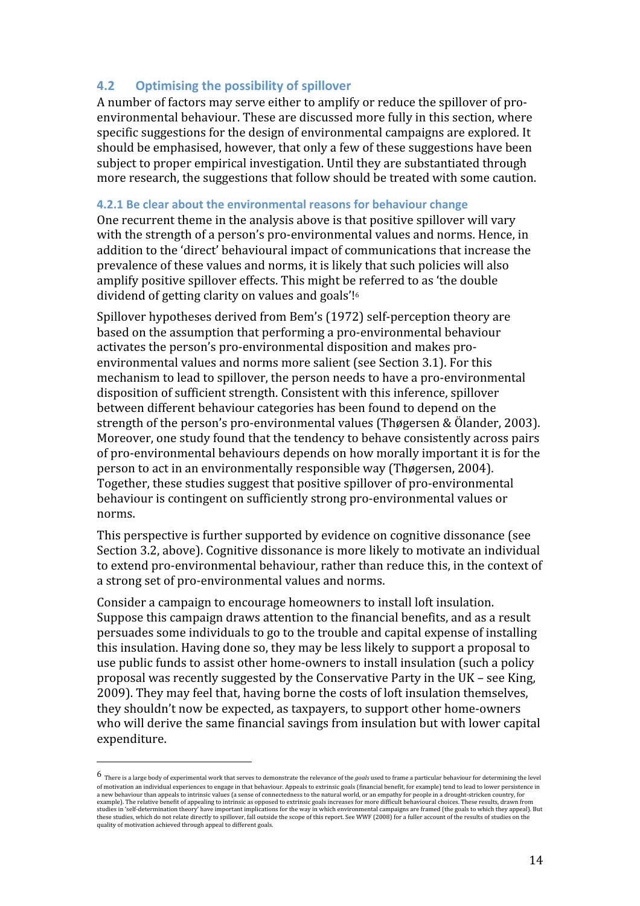## 4.2 Optimising the possibility of spillover

A number of factors may serve either to amplify or reduce the spillover of pro-environmental behaviour. These are discussed more fully in this section, where specific suggestions for the design of environmental campaigns are explored. It should be emphasised, however, that only a few of these suggestions have been subject to proper empirical investigation. Until they are substantiated through more research, the suggestions that follow should be treated with some caution.

### 4.2.1 Be clear about the environmental reasons for behaviour change

One recurrent theme in the analysis above is that positive spillover will vary with the strength of a person's pro-environmental values and norms. Hence, in addition to the 'direct' behavioural impact of communications that increase the prevalence of these values and norms, it is likely that such policies will also amplify positive spillover effects. This might be referred to as 'the double dividend of getting clarity on values and goals'![6]

Spillover hypotheses derived from Bem's (1972) self-perception theory are based on the assumption that performing a pro-environmental behaviour activates the person's pro-environmental disposition and makes pro-environmental values and norms more salient (see Section 3.1). For this mechanism to lead to spillover, the person needs to have a pro-environmental disposition of sufficient strength. Consistent with this inference, spillover between different behaviour categories has been found to depend on the strength of the person's pro-environmental values (Thøgersen & Ölander, 2003). Moreover, one study found that the tendency to behave consistently across pairs of pro-environmental behaviours depends on how morally important it is for the person to act in an environmentally responsible way (Thøgersen, 2004). Together, these studies suggest that positive spillover of pro-environmental behaviour is contingent on sufficiently strong pro-environmental values or norms.

This perspective is further supported by evidence on cognitive dissonance (see Section 3.2, above). Cognitive dissonance is more likely to motivate an individual to extend pro-environmental behaviour, rather than reduce this, in the context of a strong set of pro-environmental values and norms.

Consider a campaign to encourage homeowners to install loft insulation. Suppose this campaign draws attention to the financial benefits, and as a result persuades some individuals to go to the trouble and capital expense of installing this insulation. Having done so, they may be less likely to support a proposal to use public funds to assist other home-owners to install insulation (such a policy proposal was recently suggested by the Conservative Party in the UK – see King, 2009). They may feel that, having borne the costs of loft insulation themselves, they shouldn't now be expected, as taxpayers, to support other home-owners who will derive the same financial savings from insulation but with lower capital expenditure.

---

[6] There is a large body of experimental work that serves to demonstrate the relevance of the *goals* used to frame a particular behaviour for determining the level of motivation an individual experiences to engage in that behaviour. Appeals to extrinsic goals (financial benefit, for example) tend to lead to lower persistence in a new behaviour than appeals to intrinsic values (a sense of connectedness to the natural world, or an empathy for people in a drought-stricken country, for example). The relative benefit of appealing to intrinsic as opposed to extrinsic goals increases for more difficult behavioural choices. These results, drawn from studies in 'self-determination theory' have important implications for the way in which environmental campaigns are framed (the goals to which they appeal). But these studies, which do not relate directly to spillover, fall outside the scope of this report. See WWF (2008) for a fuller account of the results of studies on the quality of motivation achieved through appeal to different goals.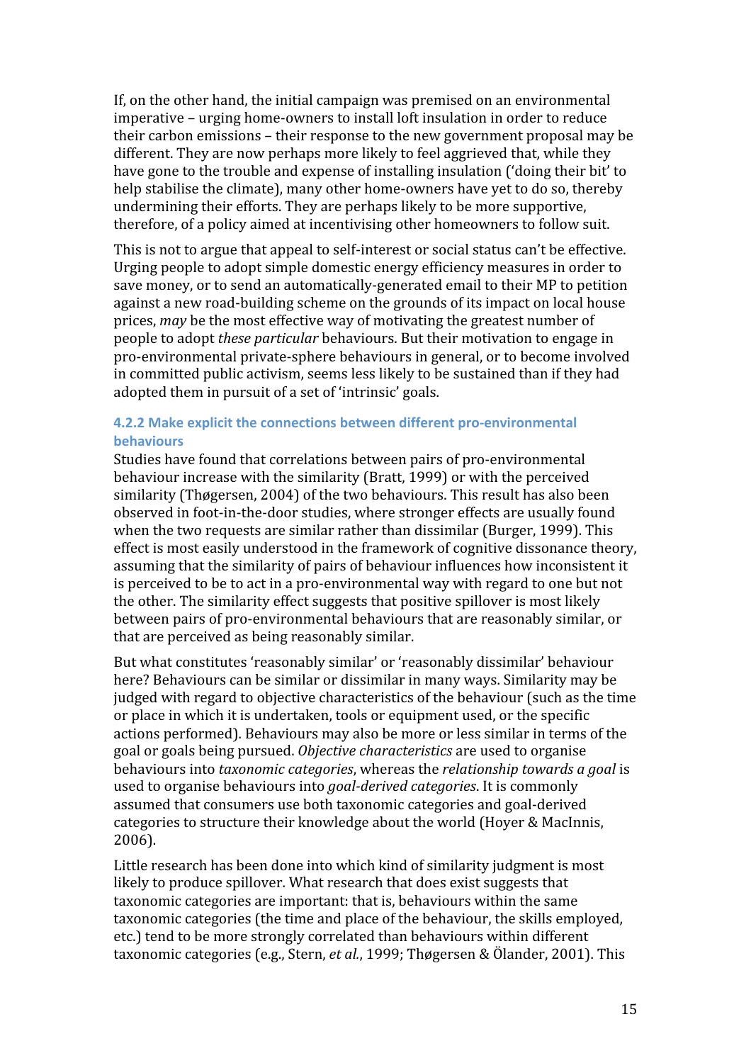If, on the other hand, the initial campaign was premised on an environmental imperative – urging home-owners to install loft insulation in order to reduce their carbon emissions – their response to the new government proposal may be different. They are now perhaps more likely to feel aggrieved that, while they have gone to the trouble and expense of installing insulation ('doing their bit' to help stabilise the climate), many other home-owners have yet to do so, thereby undermining their efforts. They are perhaps likely to be more supportive, therefore, of a policy aimed at incentivising other homeowners to follow suit.

This is not to argue that appeal to self-interest or social status can't be effective. Urging people to adopt simple domestic energy efficiency measures in order to save money, or to send an automatically-generated email to their MP to petition against a new road-building scheme on the grounds of its impact on local house prices, *may* be the most effective way of motivating the greatest number of people to adopt *these particular* behaviours. But their motivation to engage in pro-environmental private-sphere behaviours in general, or to become involved in committed public activism, seems less likely to be sustained than if they had adopted them in pursuit of a set of 'intrinsic' goals.

#### 4.2.2 Make explicit the connections between different pro-environmental behaviours

Studies have found that correlations between pairs of pro-environmental behaviour increase with the similarity (Bratt, 1999) or with the perceived similarity (Thøgersen, 2004) of the two behaviours. This result has also been observed in foot-in-the-door studies, where stronger effects are usually found when the two requests are similar rather than dissimilar (Burger, 1999). This effect is most easily understood in the framework of cognitive dissonance theory, assuming that the similarity of pairs of behaviour influences how inconsistent it is perceived to be to act in a pro-environmental way with regard to one but not the other. The similarity effect suggests that positive spillover is most likely between pairs of pro-environmental behaviours that are reasonably similar, or that are perceived as being reasonably similar.

But what constitutes 'reasonably similar' or 'reasonably dissimilar' behaviour here? Behaviours can be similar or dissimilar in many ways. Similarity may be judged with regard to objective characteristics of the behaviour (such as the time or place in which it is undertaken, tools or equipment used, or the specific actions performed). Behaviours may also be more or less similar in terms of the goal or goals being pursued. *Objective characteristics* are used to organise behaviours into *taxonomic categories*, whereas the *relationship towards a goal* is used to organise behaviours into *goal-derived categories*. It is commonly assumed that consumers use both taxonomic categories and goal-derived categories to structure their knowledge about the world (Hoyer & MacInnis, 2006).

Little research has been done into which kind of similarity judgment is most likely to produce spillover. What research that does exist suggests that taxonomic categories are important: that is, behaviours within the same taxonomic categories (the time and place of the behaviour, the skills employed, etc.) tend to be more strongly correlated than behaviours within different taxonomic categories (e.g., Stern, *et al.*, 1999; Thøgersen & Ölander, 2001). This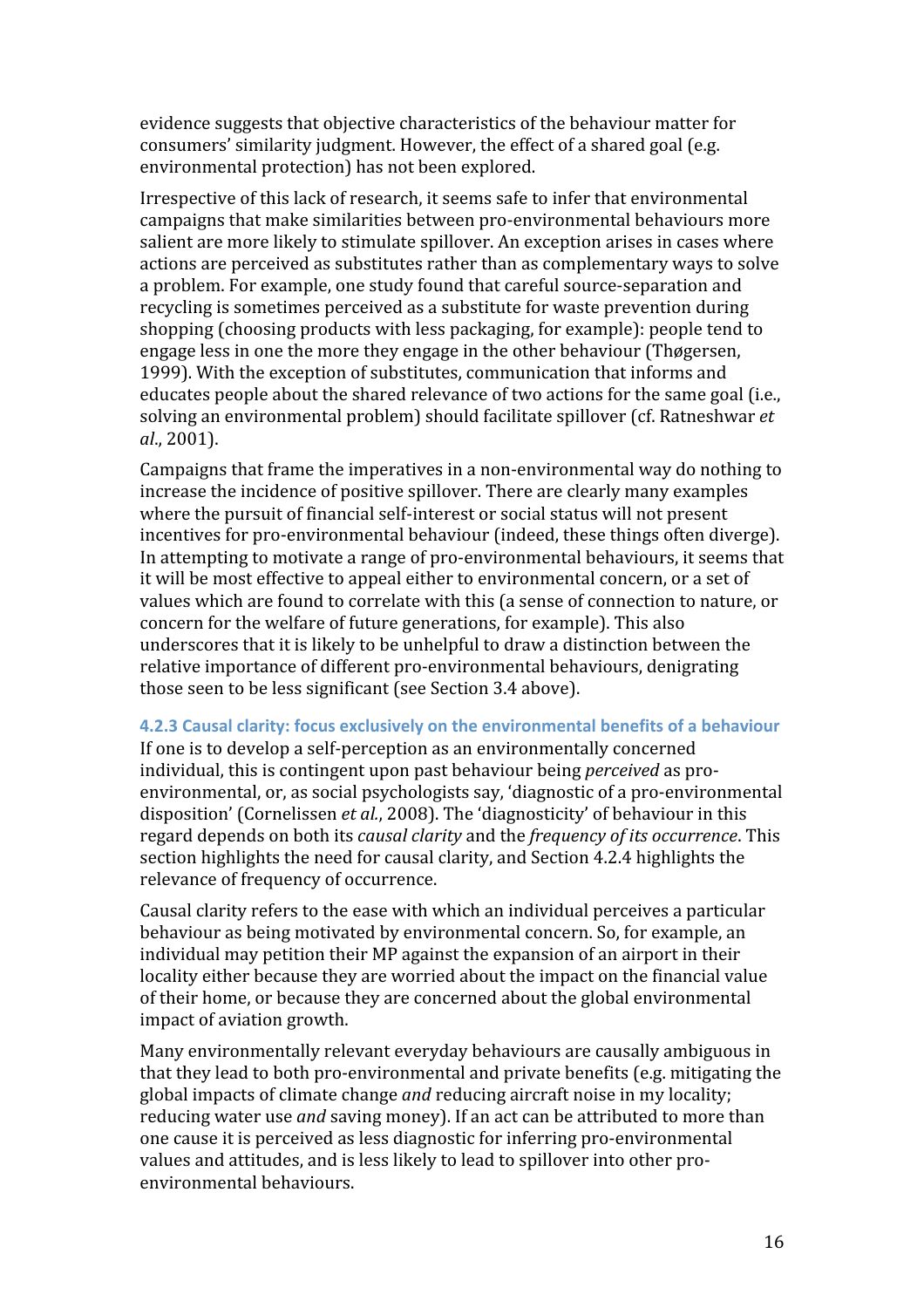evidence suggests that objective characteristics of the behaviour matter for consumers' similarity judgment. However, the effect of a shared goal (e.g. environmental protection) has not been explored.

Irrespective of this lack of research, it seems safe to infer that environmental campaigns that make similarities between pro-environmental behaviours more salient are more likely to stimulate spillover. An exception arises in cases where actions are perceived as substitutes rather than as complementary ways to solve a problem. For example, one study found that careful source-separation and recycling is sometimes perceived as a substitute for waste prevention during shopping (choosing products with less packaging, for example): people tend to engage less in one the more they engage in the other behaviour (Thøgersen, 1999). With the exception of substitutes, communication that informs and educates people about the shared relevance of two actions for the same goal (i.e., solving an environmental problem) should facilitate spillover (cf. Ratneshwar *et al*., 2001).

Campaigns that frame the imperatives in a non-environmental way do nothing to increase the incidence of positive spillover. There are clearly many examples where the pursuit of financial self-interest or social status will not present incentives for pro-environmental behaviour (indeed, these things often diverge). In attempting to motivate a range of pro-environmental behaviours, it seems that it will be most effective to appeal either to environmental concern, or a set of values which are found to correlate with this (a sense of connection to nature, or concern for the welfare of future generations, for example). This also underscores that it is likely to be unhelpful to draw a distinction between the relative importance of different pro-environmental behaviours, denigrating those seen to be less significant (see Section 3.4 above).

#### 4.2.3 Causal clarity: focus exclusively on the environmental benefits of a behaviour

If one is to develop a self-perception as an environmentally concerned individual, this is contingent upon past behaviour being *perceived* as pro-environmental, or, as social psychologists say, 'diagnostic of a pro-environmental disposition' (Cornelissen *et al.*, 2008). The 'diagnosticity' of behaviour in this regard depends on both its *causal clarity* and the *frequency of its occurrence*. This section highlights the need for causal clarity, and Section 4.2.4 highlights the relevance of frequency of occurrence.

Causal clarity refers to the ease with which an individual perceives a particular behaviour as being motivated by environmental concern. So, for example, an individual may petition their MP against the expansion of an airport in their locality either because they are worried about the impact on the financial value of their home, or because they are concerned about the global environmental impact of aviation growth.

Many environmentally relevant everyday behaviours are causally ambiguous in that they lead to both pro-environmental and private benefits (e.g. mitigating the global impacts of climate change *and* reducing aircraft noise in my locality; reducing water use *and* saving money). If an act can be attributed to more than one cause it is perceived as less diagnostic for inferring pro-environmental values and attitudes, and is less likely to lead to spillover into other pro-environmental behaviours.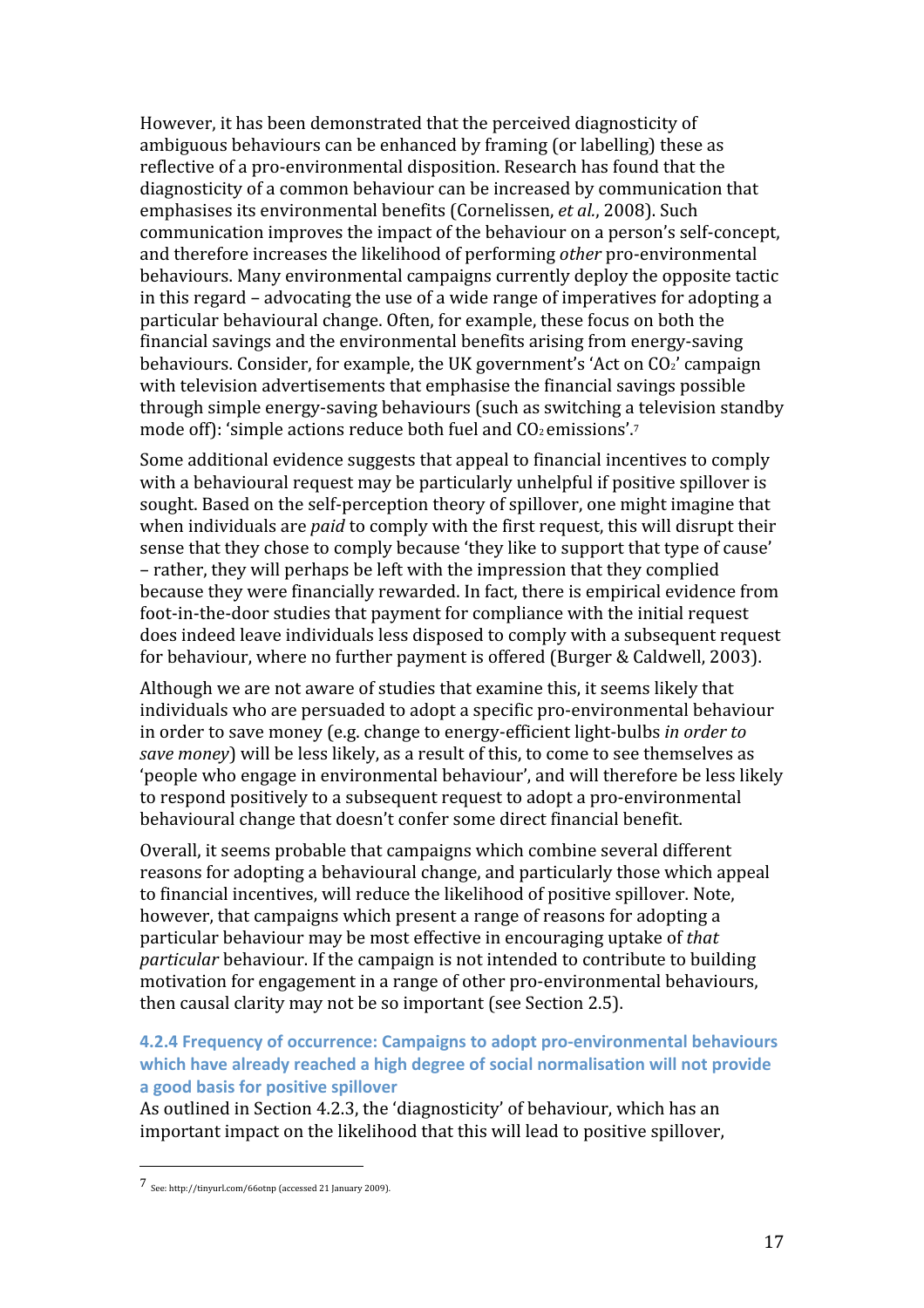However, it has been demonstrated that the perceived diagnosticity of ambiguous behaviours can be enhanced by framing (or labelling) these as reflective of a pro-environmental disposition. Research has found that the diagnosticity of a common behaviour can be increased by communication that emphasises its environmental benefits (Cornelissen, *et al.*, 2008). Such communication improves the impact of the behaviour on a person's self-concept, and therefore increases the likelihood of performing *other* pro-environmental behaviours. Many environmental campaigns currently deploy the opposite tactic in this regard – advocating the use of a wide range of imperatives for adopting a particular behavioural change. Often, for example, these focus on both the financial savings and the environmental benefits arising from energy-saving behaviours. Consider, for example, the UK government's 'Act on $CO_2$' campaign with television advertisements that emphasise the financial savings possible through simple energy-saving behaviours (such as switching a television standby mode off): 'simple actions reduce both fuel and $CO_2$ emissions'.[7]

Some additional evidence suggests that appeal to financial incentives to comply with a behavioural request may be particularly unhelpful if positive spillover is sought. Based on the self-perception theory of spillover, one might imagine that when individuals are *paid* to comply with the first request, this will disrupt their sense that they chose to comply because 'they like to support that type of cause' – rather, they will perhaps be left with the impression that they complied because they were financially rewarded. In fact, there is empirical evidence from foot-in-the-door studies that payment for compliance with the initial request does indeed leave individuals less disposed to comply with a subsequent request for behaviour, where no further payment is offered (Burger & Caldwell, 2003).

Although we are not aware of studies that examine this, it seems likely that individuals who are persuaded to adopt a specific pro-environmental behaviour in order to save money (e.g. change to energy-efficient light-bulbs *in order to save money*) will be less likely, as a result of this, to come to see themselves as 'people who engage in environmental behaviour', and will therefore be less likely to respond positively to a subsequent request to adopt a pro-environmental behavioural change that doesn't confer some direct financial benefit.

Overall, it seems probable that campaigns which combine several different reasons for adopting a behavioural change, and particularly those which appeal to financial incentives, will reduce the likelihood of positive spillover. Note, however, that campaigns which present a range of reasons for adopting a particular behaviour may be most effective in encouraging uptake of *that particular* behaviour. If the campaign is not intended to contribute to building motivation for engagement in a range of other pro-environmental behaviours, then causal clarity may not be so important (see Section 2.5).

#### 4.2.4 Frequency of occurrence: Campaigns to adopt pro-environmental behaviours which have already reached a high degree of social normalisation will not provide a good basis for positive spillover

As outlined in Section 4.2.3, the 'diagnosticity' of behaviour, which has an important impact on the likelihood that this will lead to positive spillover,

---

[7] See: http://tinyurl.com/66otnp (accessed 21 January 2009).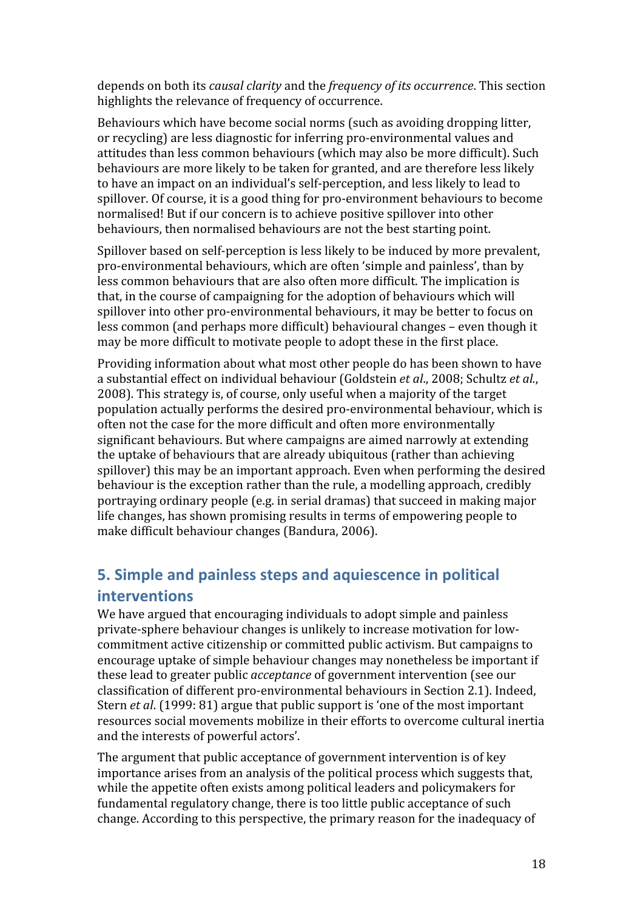depends on both its *causal clarity* and the *frequency of its occurrence*. This section highlights the relevance of frequency of occurrence.

Behaviours which have become social norms (such as avoiding dropping litter, or recycling) are less diagnostic for inferring pro-environmental values and attitudes than less common behaviours (which may also be more difficult). Such behaviours are more likely to be taken for granted, and are therefore less likely to have an impact on an individual's self-perception, and less likely to lead to spillover. Of course, it is a good thing for pro-environment behaviours to become normalised! But if our concern is to achieve positive spillover into other behaviours, then normalised behaviours are not the best starting point.

Spillover based on self-perception is less likely to be induced by more prevalent, pro-environmental behaviours, which are often 'simple and painless', than by less common behaviours that are also often more difficult. The implication is that, in the course of campaigning for the adoption of behaviours which will spillover into other pro-environmental behaviours, it may be better to focus on less common (and perhaps more difficult) behavioural changes – even though it may be more difficult to motivate people to adopt these in the first place.

Providing information about what most other people do has been shown to have a substantial effect on individual behaviour (Goldstein *et al*., 2008; Schultz *et al.*, 2008). This strategy is, of course, only useful when a majority of the target population actually performs the desired pro-environmental behaviour, which is often not the case for the more difficult and often more environmentally significant behaviours. But where campaigns are aimed narrowly at extending the uptake of behaviours that are already ubiquitous (rather than achieving spillover) this may be an important approach. Even when performing the desired behaviour is the exception rather than the rule, a modelling approach, credibly portraying ordinary people (e.g. in serial dramas) that succeed in making major life changes, has shown promising results in terms of empowering people to make difficult behaviour changes (Bandura, 2006).

## 5. Simple and painless steps and aquiescence in political interventions

We have argued that encouraging individuals to adopt simple and painless private-sphere behaviour changes is unlikely to increase motivation for low-commitment active citizenship or committed public activism. But campaigns to encourage uptake of simple behaviour changes may nonetheless be important if these lead to greater public *acceptance* of government intervention (see our classification of different pro-environmental behaviours in Section 2.1). Indeed, Stern *et al*. (1999: 81) argue that public support is 'one of the most important resources social movements mobilize in their efforts to overcome cultural inertia and the interests of powerful actors'.

The argument that public acceptance of government intervention is of key importance arises from an analysis of the political process which suggests that, while the appetite often exists among political leaders and policymakers for fundamental regulatory change, there is too little public acceptance of such change. According to this perspective, the primary reason for the inadequacy of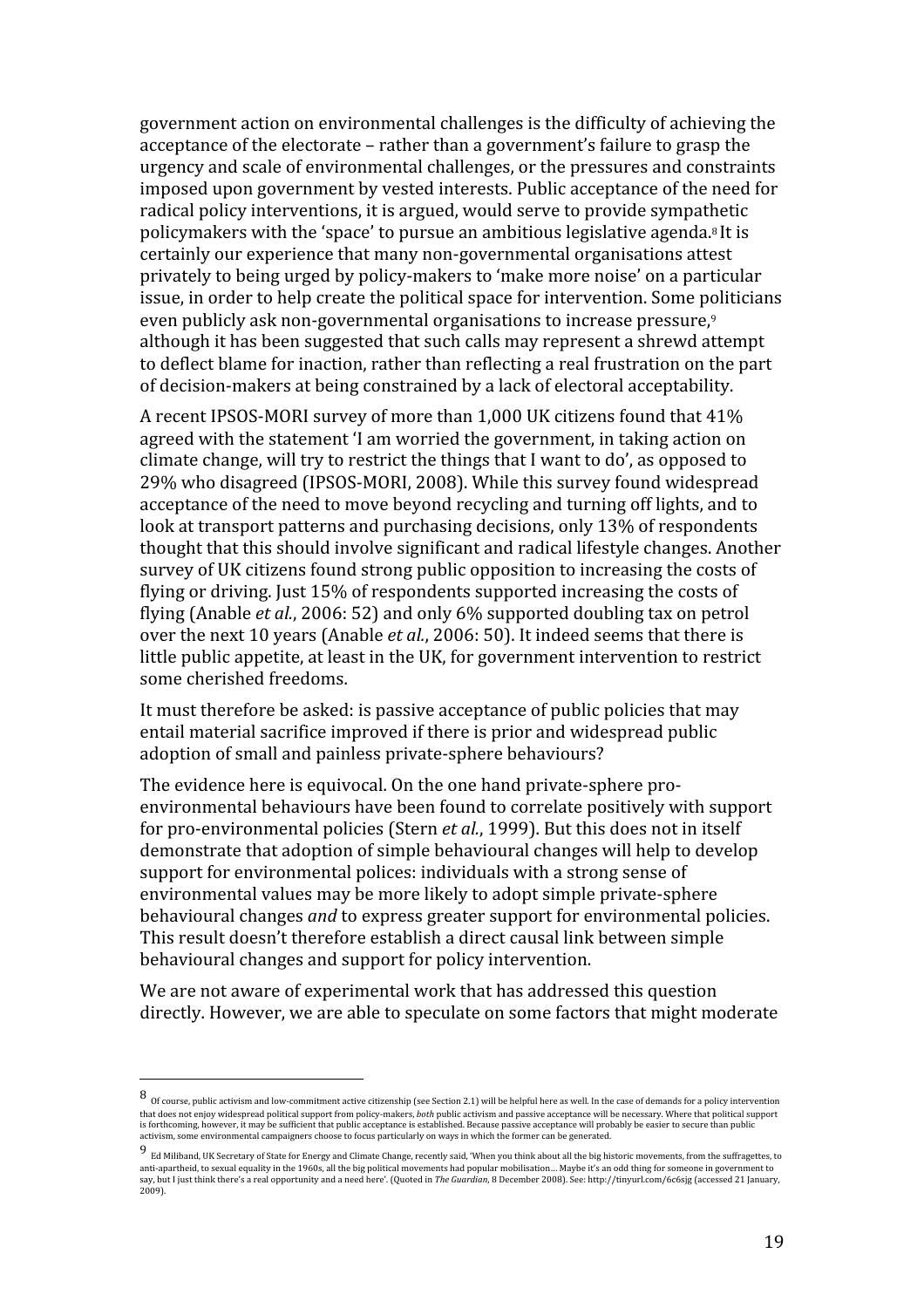government action on environmental challenges is the difficulty of achieving the acceptance of the electorate – rather than a government's failure to grasp the urgency and scale of environmental challenges, or the pressures and constraints imposed upon government by vested interests. Public acceptance of the need for radical policy interventions, it is argued, would serve to provide sympathetic policymakers with the 'space' to pursue an ambitious legislative agenda.[8] It is certainly our experience that many non-governmental organisations attest privately to being urged by policy-makers to 'make more noise' on a particular issue, in order to help create the political space for intervention. Some politicians even publicly ask non-governmental organisations to increase pressure,[9] although it has been suggested that such calls may represent a shrewd attempt to deflect blame for inaction, rather than reflecting a real frustration on the part of decision-makers at being constrained by a lack of electoral acceptability.

A recent IPSOS-MORI survey of more than 1,000 UK citizens found that 41% agreed with the statement 'I am worried the government, in taking action on climate change, will try to restrict the things that I want to do', as opposed to 29% who disagreed (IPSOS-MORI, 2008). While this survey found widespread acceptance of the need to move beyond recycling and turning off lights, and to look at transport patterns and purchasing decisions, only 13% of respondents thought that this should involve significant and radical lifestyle changes. Another survey of UK citizens found strong public opposition to increasing the costs of flying or driving. Just 15% of respondents supported increasing the costs of flying (Anable *et al.*, 2006: 52) and only 6% supported doubling tax on petrol over the next 10 years (Anable *et al.*, 2006: 50). It indeed seems that there is little public appetite, at least in the UK, for government intervention to restrict some cherished freedoms.

It must therefore be asked: is passive acceptance of public policies that may entail material sacrifice improved if there is prior and widespread public adoption of small and painless private-sphere behaviours?

The evidence here is equivocal. On the one hand private-sphere pro-environmental behaviours have been found to correlate positively with support for pro-environmental policies (Stern *et al.*, 1999). But this does not in itself demonstrate that adoption of simple behavioural changes will help to develop support for environmental polices: individuals with a strong sense of environmental values may be more likely to adopt simple private-sphere behavioural changes *and* to express greater support for environmental policies. This result doesn't therefore establish a direct causal link between simple behavioural changes and support for policy intervention.

We are not aware of experimental work that has addressed this question directly. However, we are able to speculate on some factors that might moderate

---

[8] Of course, public activism and low-commitment active citizenship (see Section 2.1) will be helpful here as well. In the case of demands for a policy intervention that does not enjoy widespread political support from policy-makers, *both* public activism and passive acceptance will be necessary. Where that political support is forthcoming, however, it may be sufficient that public acceptance is established. Because passive acceptance will probably be easier to secure than public activism, some environmental campaigners choose to focus particularly on ways in which the former can be generated.

[9] Ed Miliband, UK Secretary of State for Energy and Climate Change, recently said, 'When you think about all the big historic movements, from the suffragettes, to anti-apartheid, to sexual equality in the 1960s, all the big political movements had popular mobilisation… Maybe it's an odd thing for someone in government to say, but I just think there's a real opportunity and a need here'. (Quoted in *The Guardian*, 8 December 2008). See: http://tinyurl.com/6c6sjg (accessed 21 January, 2009).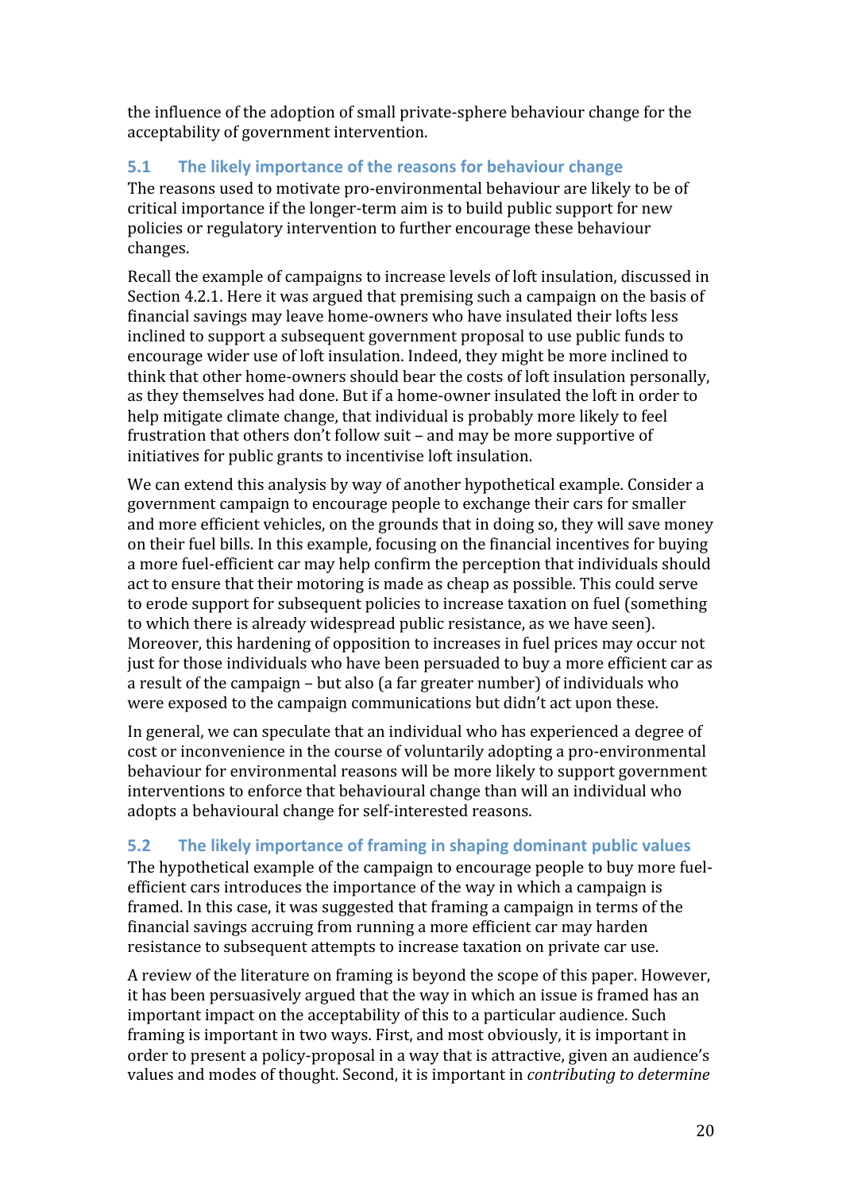the influence of the adoption of small private-sphere behaviour change for the acceptability of government intervention.

## 5.1 The likely importance of the reasons for behaviour change

The reasons used to motivate pro-environmental behaviour are likely to be of critical importance if the longer-term aim is to build public support for new policies or regulatory intervention to further encourage these behaviour changes.

Recall the example of campaigns to increase levels of loft insulation, discussed in Section 4.2.1. Here it was argued that premising such a campaign on the basis of financial savings may leave home-owners who have insulated their lofts less inclined to support a subsequent government proposal to use public funds to encourage wider use of loft insulation. Indeed, they might be more inclined to think that other home-owners should bear the costs of loft insulation personally, as they themselves had done. But if a home-owner insulated the loft in order to help mitigate climate change, that individual is probably more likely to feel frustration that others don't follow suit – and may be more supportive of initiatives for public grants to incentivise loft insulation.

We can extend this analysis by way of another hypothetical example. Consider a government campaign to encourage people to exchange their cars for smaller and more efficient vehicles, on the grounds that in doing so, they will save money on their fuel bills. In this example, focusing on the financial incentives for buying a more fuel-efficient car may help confirm the perception that individuals should act to ensure that their motoring is made as cheap as possible. This could serve to erode support for subsequent policies to increase taxation on fuel (something to which there is already widespread public resistance, as we have seen). Moreover, this hardening of opposition to increases in fuel prices may occur not just for those individuals who have been persuaded to buy a more efficient car as a result of the campaign – but also (a far greater number) of individuals who were exposed to the campaign communications but didn't act upon these.

In general, we can speculate that an individual who has experienced a degree of cost or inconvenience in the course of voluntarily adopting a pro-environmental behaviour for environmental reasons will be more likely to support government interventions to enforce that behavioural change than will an individual who adopts a behavioural change for self-interested reasons.

## 5.2 The likely importance of framing in shaping dominant public values

The hypothetical example of the campaign to encourage people to buy more fuel-efficient cars introduces the importance of the way in which a campaign is framed. In this case, it was suggested that framing a campaign in terms of the financial savings accruing from running a more efficient car may harden resistance to subsequent attempts to increase taxation on private car use.

A review of the literature on framing is beyond the scope of this paper. However, it has been persuasively argued that the way in which an issue is framed has an important impact on the acceptability of this to a particular audience. Such framing is important in two ways. First, and most obviously, it is important in order to present a policy-proposal in a way that is attractive, given an audience's values and modes of thought. Second, it is important in *contributing to determine*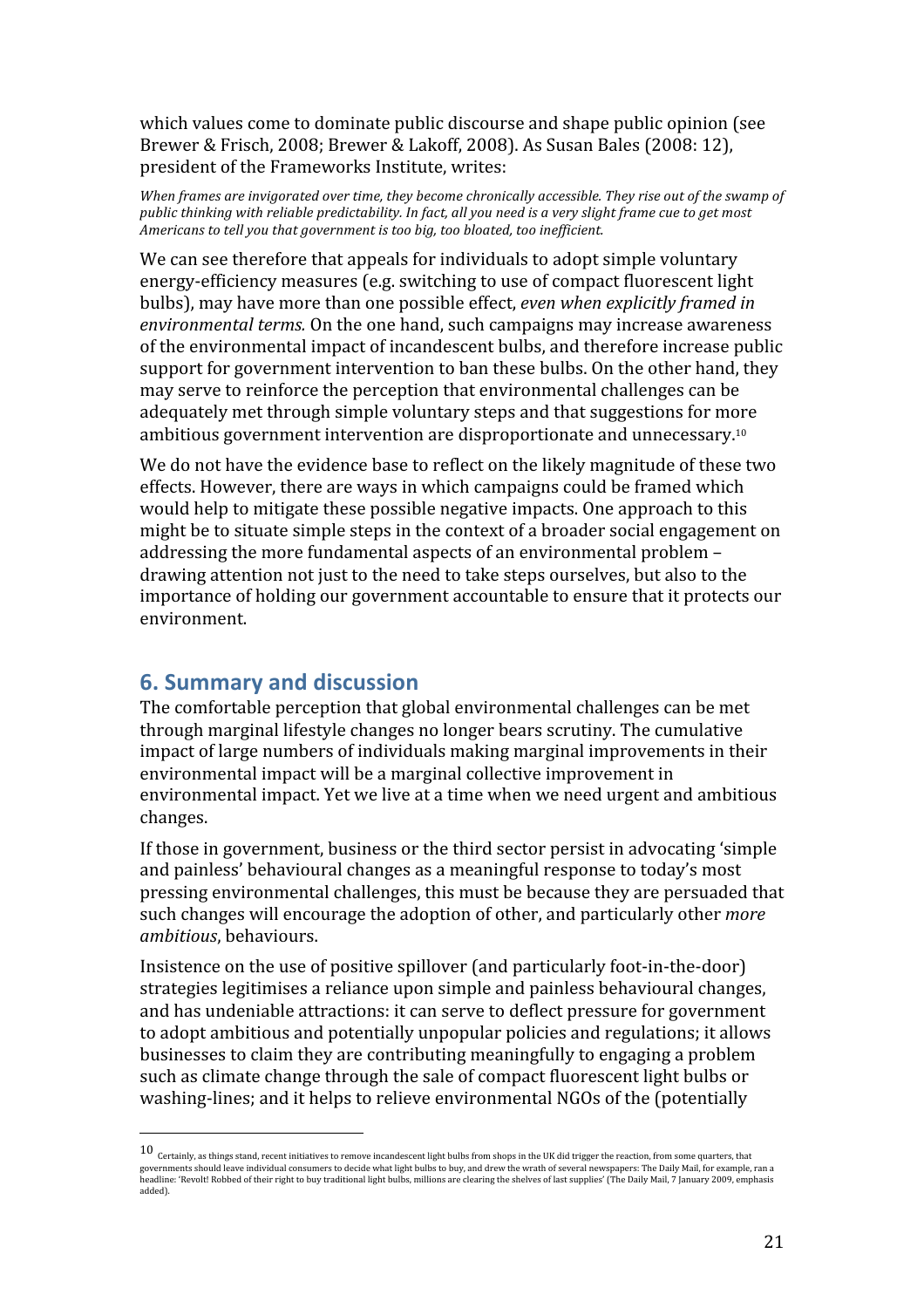which values come to dominate public discourse and shape public opinion (see Brewer & Frisch, 2008; Brewer & Lakoff, 2008). As Susan Bales (2008: 12), president of the Frameworks Institute, writes:

*When frames are invigorated over time, they become chronically accessible. They rise out of the swamp of public thinking with reliable predictability. In fact, all you need is a very slight frame cue to get most Americans to tell you that government is too big, too bloated, too inefficient.*

We can see therefore that appeals for individuals to adopt simple voluntary energy-efficiency measures (e.g. switching to use of compact fluorescent light bulbs), may have more than one possible effect, *even when explicitly framed in environmental terms.* On the one hand, such campaigns may increase awareness of the environmental impact of incandescent bulbs, and therefore increase public support for government intervention to ban these bulbs. On the other hand, they may serve to reinforce the perception that environmental challenges can be adequately met through simple voluntary steps and that suggestions for more ambitious government intervention are disproportionate and unnecessary.[10]

We do not have the evidence base to reflect on the likely magnitude of these two effects. However, there are ways in which campaigns could be framed which would help to mitigate these possible negative impacts. One approach to this might be to situate simple steps in the context of a broader social engagement on addressing the more fundamental aspects of an environmental problem – drawing attention not just to the need to take steps ourselves, but also to the importance of holding our government accountable to ensure that it protects our environment.

## 6. Summary and discussion

The comfortable perception that global environmental challenges can be met through marginal lifestyle changes no longer bears scrutiny. The cumulative impact of large numbers of individuals making marginal improvements in their environmental impact will be a marginal collective improvement in environmental impact. Yet we live at a time when we need urgent and ambitious changes.

If those in government, business or the third sector persist in advocating 'simple and painless' behavioural changes as a meaningful response to today's most pressing environmental challenges, this must be because they are persuaded that such changes will encourage the adoption of other, and particularly other *more ambitious*, behaviours.

Insistence on the use of positive spillover (and particularly foot-in-the-door) strategies legitimises a reliance upon simple and painless behavioural changes, and has undeniable attractions: it can serve to deflect pressure for government to adopt ambitious and potentially unpopular policies and regulations; it allows businesses to claim they are contributing meaningfully to engaging a problem such as climate change through the sale of compact fluorescent light bulbs or washing-lines; and it helps to relieve environmental NGOs of the (potentially

---

[10] Certainly, as things stand, recent initiatives to remove incandescent light bulbs from shops in the UK did trigger the reaction, from some quarters, that governments should leave individual consumers to decide what light bulbs to buy, and drew the wrath of several newspapers: The Daily Mail, for example, ran a headline: 'Revolt! Robbed of their right to buy traditional light bulbs, millions are clearing the shelves of last supplies' (The Daily Mail, 7 January 2009, emphasis added).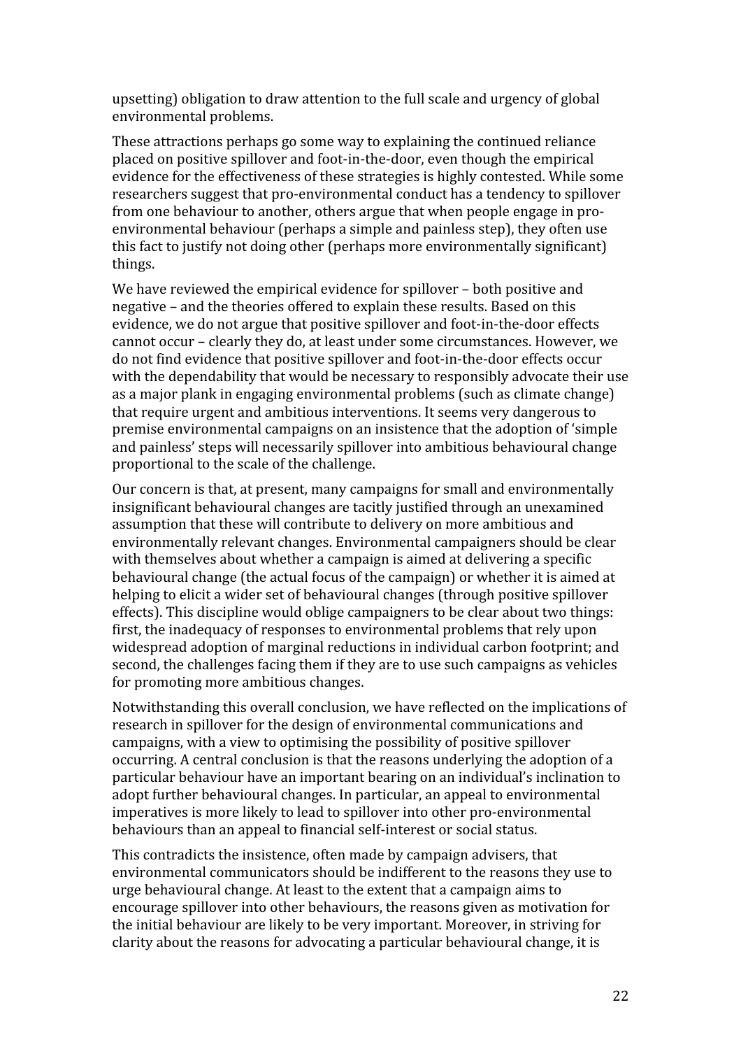upsetting) obligation to draw attention to the full scale and urgency of global environmental problems.

These attractions perhaps go some way to explaining the continued reliance placed on positive spillover and foot-in-the-door, even though the empirical evidence for the effectiveness of these strategies is highly contested. While some researchers suggest that pro-environmental conduct has a tendency to spillover from one behaviour to another, others argue that when people engage in pro-environmental behaviour (perhaps a simple and painless step), they often use this fact to justify not doing other (perhaps more environmentally significant) things.

We have reviewed the empirical evidence for spillover – both positive and negative – and the theories offered to explain these results. Based on this evidence, we do not argue that positive spillover and foot-in-the-door effects cannot occur – clearly they do, at least under some circumstances. However, we do not find evidence that positive spillover and foot-in-the-door effects occur with the dependability that would be necessary to responsibly advocate their use as a major plank in engaging environmental problems (such as climate change) that require urgent and ambitious interventions. It seems very dangerous to premise environmental campaigns on an insistence that the adoption of 'simple and painless' steps will necessarily spillover into ambitious behavioural change proportional to the scale of the challenge.

Our concern is that, at present, many campaigns for small and environmentally insignificant behavioural changes are tacitly justified through an unexamined assumption that these will contribute to delivery on more ambitious and environmentally relevant changes. Environmental campaigners should be clear with themselves about whether a campaign is aimed at delivering a specific behavioural change (the actual focus of the campaign) or whether it is aimed at helping to elicit a wider set of behavioural changes (through positive spillover effects). This discipline would oblige campaigners to be clear about two things: first, the inadequacy of responses to environmental problems that rely upon widespread adoption of marginal reductions in individual carbon footprint; and second, the challenges facing them if they are to use such campaigns as vehicles for promoting more ambitious changes.

Notwithstanding this overall conclusion, we have reflected on the implications of research in spillover for the design of environmental communications and campaigns, with a view to optimising the possibility of positive spillover occurring. A central conclusion is that the reasons underlying the adoption of a particular behaviour have an important bearing on an individual's inclination to adopt further behavioural changes. In particular, an appeal to environmental imperatives is more likely to lead to spillover into other pro-environmental behaviours than an appeal to financial self-interest or social status.

This contradicts the insistence, often made by campaign advisers, that environmental communicators should be indifferent to the reasons they use to urge behavioural change. At least to the extent that a campaign aims to encourage spillover into other behaviours, the reasons given as motivation for the initial behaviour are likely to be very important. Moreover, in striving for clarity about the reasons for advocating a particular behavioural change, it is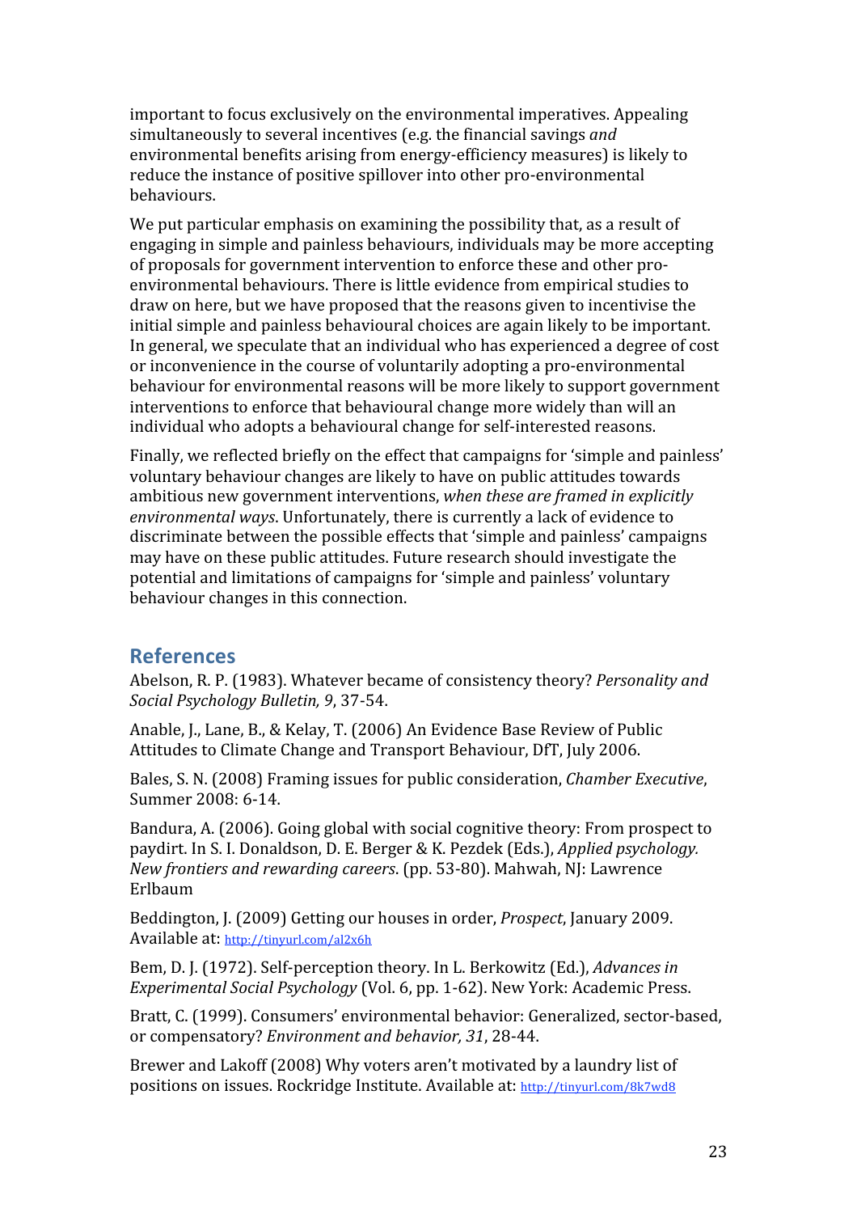important to focus exclusively on the environmental imperatives. Appealing simultaneously to several incentives (e.g. the financial savings *and* environmental benefits arising from energy-efficiency measures) is likely to reduce the instance of positive spillover into other pro-environmental behaviours.

We put particular emphasis on examining the possibility that, as a result of engaging in simple and painless behaviours, individuals may be more accepting of proposals for government intervention to enforce these and other pro-environmental behaviours. There is little evidence from empirical studies to draw on here, but we have proposed that the reasons given to incentivise the initial simple and painless behavioural choices are again likely to be important. In general, we speculate that an individual who has experienced a degree of cost or inconvenience in the course of voluntarily adopting a pro-environmental behaviour for environmental reasons will be more likely to support government interventions to enforce that behavioural change more widely than will an individual who adopts a behavioural change for self-interested reasons.

Finally, we reflected briefly on the effect that campaigns for 'simple and painless' voluntary behaviour changes are likely to have on public attitudes towards ambitious new government interventions, *when these are framed in explicitly environmental ways*. Unfortunately, there is currently a lack of evidence to discriminate between the possible effects that 'simple and painless' campaigns may have on these public attitudes. Future research should investigate the potential and limitations of campaigns for 'simple and painless' voluntary behaviour changes in this connection.

## References

Abelson, R. P. (1983). Whatever became of consistency theory? *Personality and Social Psychology Bulletin, 9*, 37-54.

Anable, J., Lane, B., & Kelay, T. (2006) An Evidence Base Review of Public Attitudes to Climate Change and Transport Behaviour, DfT, July 2006.

Bales, S. N. (2008) Framing issues for public consideration, *Chamber Executive*, Summer 2008: 6-14.

Bandura, A. (2006). Going global with social cognitive theory: From prospect to paydirt. In S. I. Donaldson, D. E. Berger & K. Pezdek (Eds.), *Applied psychology. New frontiers and rewarding careers.* (pp. 53-80). Mahwah, NJ: Lawrence Erlbaum

Beddington, J. (2009) Getting our houses in order, *Prospect*, January 2009. Available at: http://tinyurl.com/al2x6h

Bem, D. J. (1972). Self-perception theory. In L. Berkowitz (Ed.), *Advances in Experimental Social Psychology* (Vol. 6, pp. 1-62). New York: Academic Press.

Bratt, C. (1999). Consumers' environmental behavior: Generalized, sector-based, or compensatory? *Environment and behavior, 31*, 28-44.

Brewer and Lakoff (2008) Why voters aren't motivated by a laundry list of positions on issues. Rockridge Institute. Available at: http://tinyurl.com/8k7wd8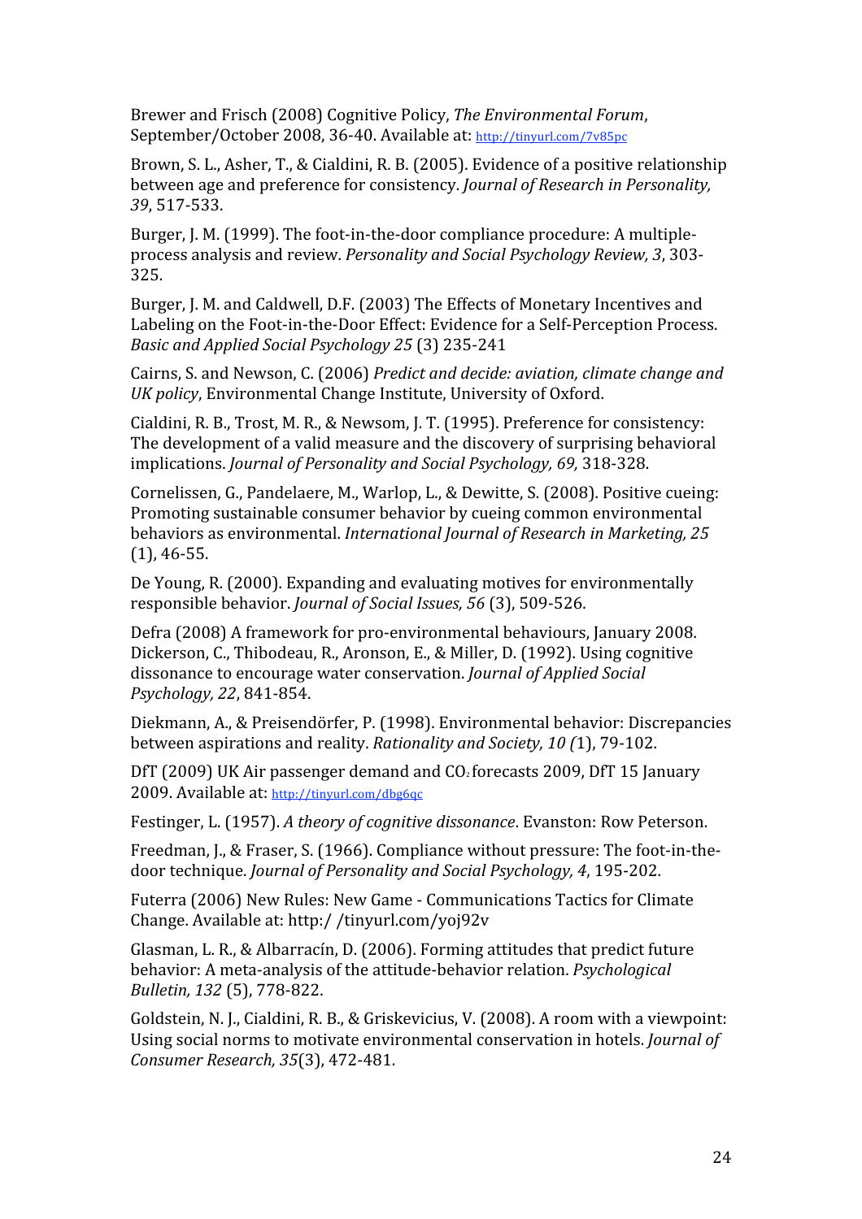Brewer and Frisch (2008) Cognitive Policy, *The Environmental Forum*, September/October 2008, 36-40. Available at: http://tinyurl.com/7v85pc

Brown, S. L., Asher, T., & Cialdini, R. B. (2005). Evidence of a positive relationship between age and preference for consistency. *Journal of Research in Personality, 39*, 517-533.

Burger, J. M. (1999). The foot-in-the-door compliance procedure: A multiple-process analysis and review. *Personality and Social Psychology Review, 3*, 303-325.

Burger, J. M. and Caldwell, D.F. (2003) The Effects of Monetary Incentives and Labeling on the Foot-in-the-Door Effect: Evidence for a Self-Perception Process. *Basic and Applied Social Psychology 25* (3) 235-241

Cairns, S. and Newson, C. (2006) *Predict and decide: aviation, climate change and UK policy*, Environmental Change Institute, University of Oxford.

Cialdini, R. B., Trost, M. R., & Newsom, J. T. (1995). Preference for consistency: The development of a valid measure and the discovery of surprising behavioral implications. *Journal of Personality and Social Psychology, 69,* 318-328.

Cornelissen, G., Pandelaere, M., Warlop, L., & Dewitte, S. (2008). Positive cueing: Promoting sustainable consumer behavior by cueing common environmental behaviors as environmental. *International Journal of Research in Marketing, 25* (1), 46-55.

De Young, R. (2000). Expanding and evaluating motives for environmentally responsible behavior. *Journal of Social Issues, 56* (3), 509-526.

Defra (2008) A framework for pro-environmental behaviours, January 2008.
Dickerson, C., Thibodeau, R., Aronson, E., & Miller, D. (1992). Using cognitive dissonance to encourage water conservation. *Journal of Applied Social Psychology, 22*, 841-854.

Diekmann, A., & Preisendörfer, P. (1998). Environmental behavior: Discrepancies between aspirations and reality. *Rationality and Society, 10 (*1), 79-102.

DfT (2009) UK Air passenger demand and $CO_2$ forecasts 2009, DfT 15 January 2009. Available at: http://tinyurl.com/dbg6qc

Festinger, L. (1957). *A theory of cognitive dissonance*. Evanston: Row Peterson.

Freedman, J., & Fraser, S. (1966). Compliance without pressure: The foot-in-the-door technique. *Journal of Personality and Social Psychology, 4*, 195-202.

Futerra (2006) New Rules: New Game - Communications Tactics for Climate Change. Available at: http:/ /tinyurl.com/yoj92v

Glasman, L. R., & Albarracín, D. (2006). Forming attitudes that predict future behavior: A meta-analysis of the attitude-behavior relation. *Psychological Bulletin, 132* (5), 778-822.

Goldstein, N. J., Cialdini, R. B., & Griskevicius, V. (2008). A room with a viewpoint: Using social norms to motivate environmental conservation in hotels. *Journal of Consumer Research, 35*(3), 472-481.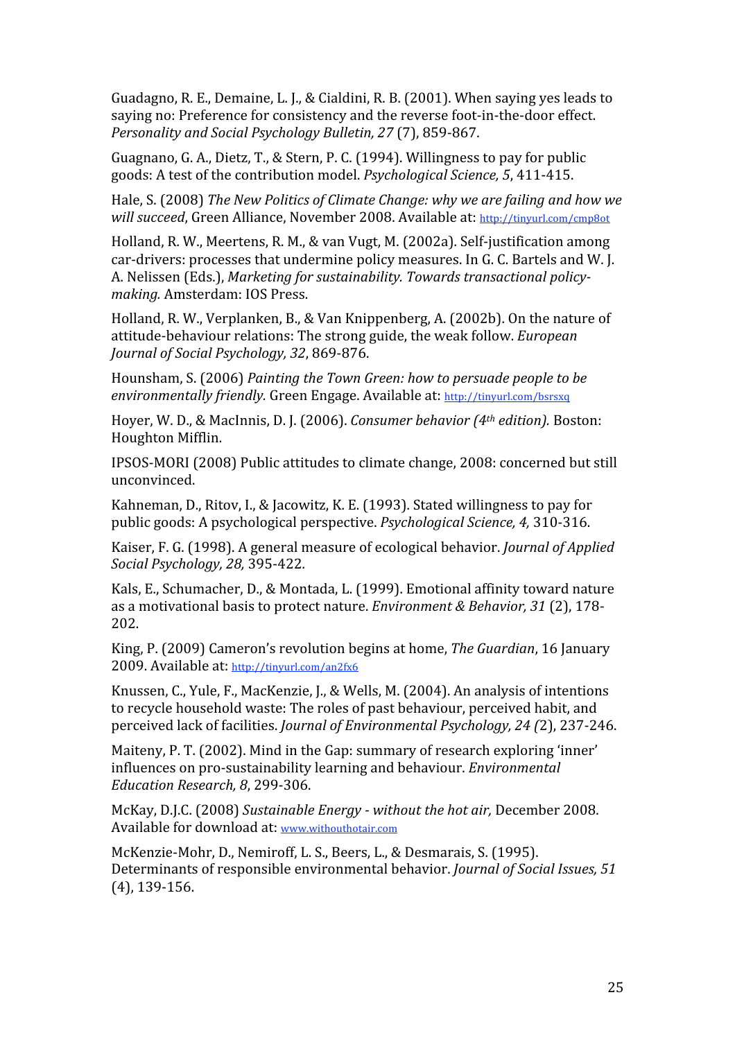Guadagno, R. E., Demaine, L. J., & Cialdini, R. B. (2001). When saying yes leads to saying no: Preference for consistency and the reverse foot-in-the-door effect. *Personality and Social Psychology Bulletin, 27* (7), 859-867.

Guagnano, G. A., Dietz, T., & Stern, P. C. (1994). Willingness to pay for public goods: A test of the contribution model. *Psychological Science, 5*, 411-415.

Hale, S. (2008) *The New Politics of Climate Change: why we are failing and how we will succeed*, Green Alliance, November 2008. Available at: http://tinyurl.com/cmp8ot

Holland, R. W., Meertens, R. M., & van Vugt, M. (2002a). Self-justification among car-drivers: processes that undermine policy measures. In G. C. Bartels and W. J. A. Nelissen (Eds.), *Marketing for sustainability. Towards transactional policy-making.* Amsterdam: IOS Press.

Holland, R. W., Verplanken, B., & Van Knippenberg, A. (2002b). On the nature of attitude-behaviour relations: The strong guide, the weak follow. *European Journal of Social Psychology, 32*, 869-876.

Hounsham, S. (2006) *Painting the Town Green: how to persuade people to be environmentally friendly.* Green Engage. Available at: http://tinyurl.com/bsrsxq

Hoyer, W. D., & MacInnis, D. J. (2006). *Consumer behavior (4th edition).* Boston: Houghton Mifflin.

IPSOS-MORI (2008) Public attitudes to climate change, 2008: concerned but still unconvinced.

Kahneman, D., Ritov, I., & Jacowitz, K. E. (1993). Stated willingness to pay for public goods: A psychological perspective. *Psychological Science, 4,* 310-316.

Kaiser, F. G. (1998). A general measure of ecological behavior. *Journal of Applied Social Psychology, 28,* 395-422.

Kals, E., Schumacher, D., & Montada, L. (1999). Emotional affinity toward nature as a motivational basis to protect nature. *Environment & Behavior, 31* (2), 178-202.

King, P. (2009) Cameron's revolution begins at home, *The Guardian*, 16 January 2009. Available at: http://tinyurl.com/an2fx6

Knussen, C., Yule, F., MacKenzie, J., & Wells, M. (2004). An analysis of intentions to recycle household waste: The roles of past behaviour, perceived habit, and perceived lack of facilities. *Journal of Environmental Psychology, 24 (*2), 237-246.

Maiteny, P. T. (2002). Mind in the Gap: summary of research exploring 'inner' influences on pro-sustainability learning and behaviour. *Environmental Education Research, 8*, 299-306.

McKay, D.J.C. (2008) *Sustainable Energy - without the hot air,* December 2008. Available for download at: www.withouthotair.com

McKenzie-Mohr, D., Nemiroff, L. S., Beers, L., & Desmarais, S. (1995). Determinants of responsible environmental behavior. *Journal of Social Issues, 51* (4), 139-156.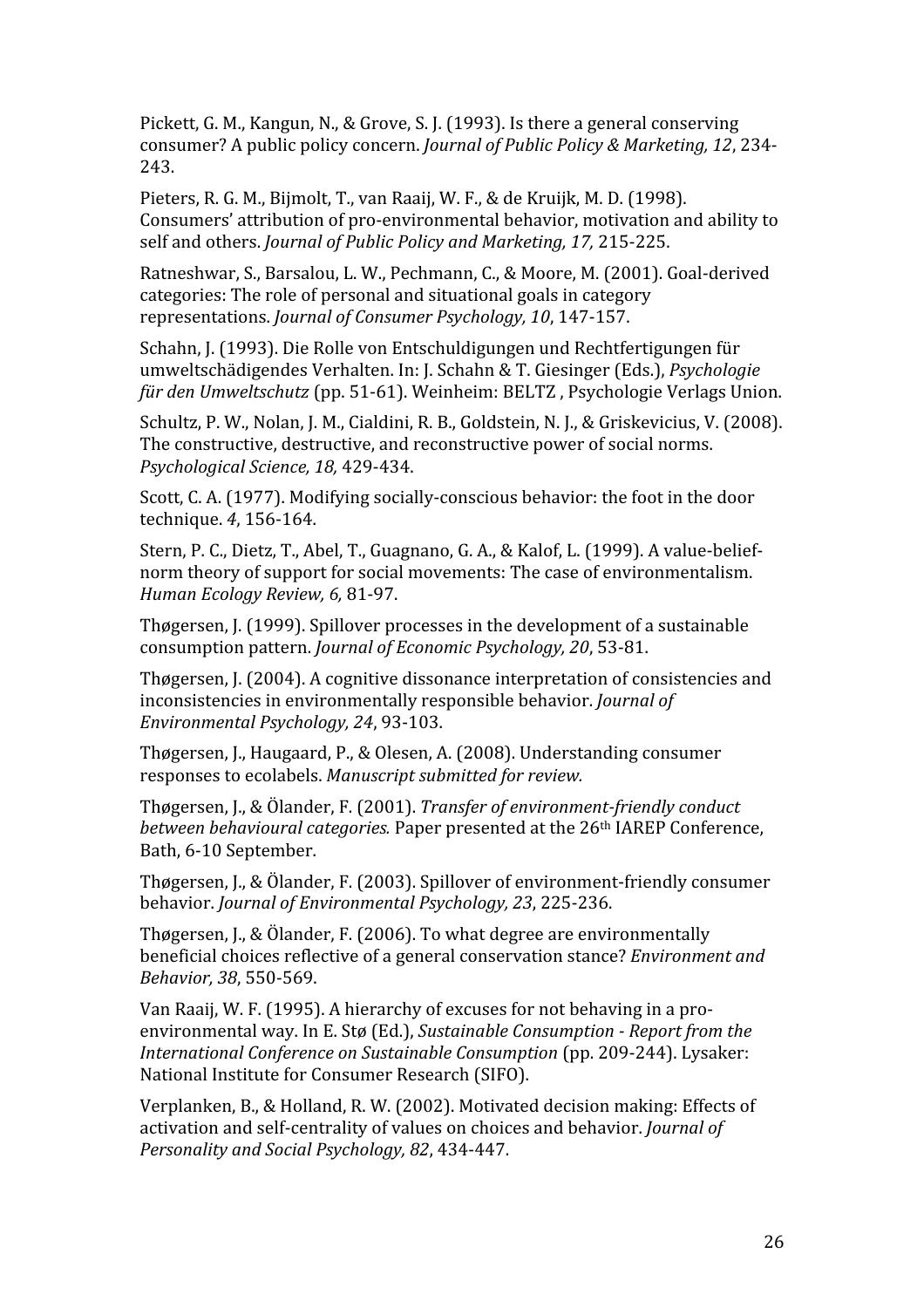Pickett, G. M., Kangun, N., & Grove, S. J. (1993). Is there a general conserving consumer? A public policy concern. *Journal of Public Policy & Marketing, 12*, 234-243.

Pieters, R. G. M., Bijmolt, T., van Raaij, W. F., & de Kruijk, M. D. (1998). Consumers' attribution of pro-environmental behavior, motivation and ability to self and others. *Journal of Public Policy and Marketing, 17,* 215-225.

Ratneshwar, S., Barsalou, L. W., Pechmann, C., & Moore, M. (2001). Goal-derived categories: The role of personal and situational goals in category representations. *Journal of Consumer Psychology, 10*, 147-157.

Schahn, J. (1993). Die Rolle von Entschuldigungen und Rechtfertigungen für umweltschädigendes Verhalten. In: J. Schahn & T. Giesinger (Eds.), *Psychologie für den Umweltschutz* (pp. 51-61). Weinheim: BELTZ , Psychologie Verlags Union.

Schultz, P. W., Nolan, J. M., Cialdini, R. B., Goldstein, N. J., & Griskevicius, V. (2008). The constructive, destructive, and reconstructive power of social norms. *Psychological Science, 18,* 429-434.

Scott, C. A. (1977). Modifying socially-conscious behavior: the foot in the door technique. *4*, 156-164.

Stern, P. C., Dietz, T., Abel, T., Guagnano, G. A., & Kalof, L. (1999). A value-belief-norm theory of support for social movements: The case of environmentalism. *Human Ecology Review, 6,* 81-97.

Thøgersen, J. (1999). Spillover processes in the development of a sustainable consumption pattern. *Journal of Economic Psychology, 20*, 53-81.

Thøgersen, J. (2004). A cognitive dissonance interpretation of consistencies and inconsistencies in environmentally responsible behavior. *Journal of Environmental Psychology, 24*, 93-103.

Thøgersen, J., Haugaard, P., & Olesen, A. (2008). Understanding consumer responses to ecolabels. *Manuscript submitted for review.*

Thøgersen, J., & Ölander, F. (2001). *Transfer of environment-friendly conduct between behavioural categories.* Paper presented at the 26th IAREP Conference, Bath, 6-10 September.

Thøgersen, J., & Ölander, F. (2003). Spillover of environment-friendly consumer behavior. *Journal of Environmental Psychology, 23*, 225-236.

Thøgersen, J., & Ölander, F. (2006). To what degree are environmentally beneficial choices reflective of a general conservation stance? *Environment and Behavior, 38*, 550-569.

Van Raaij, W. F. (1995). A hierarchy of excuses for not behaving in a pro-environmental way. In E. Stø (Ed.), *Sustainable Consumption - Report from the International Conference on Sustainable Consumption* (pp. 209-244). Lysaker: National Institute for Consumer Research (SIFO).

Verplanken, B., & Holland, R. W. (2002). Motivated decision making: Effects of activation and self-centrality of values on choices and behavior. *Journal of Personality and Social Psychology, 82*, 434-447.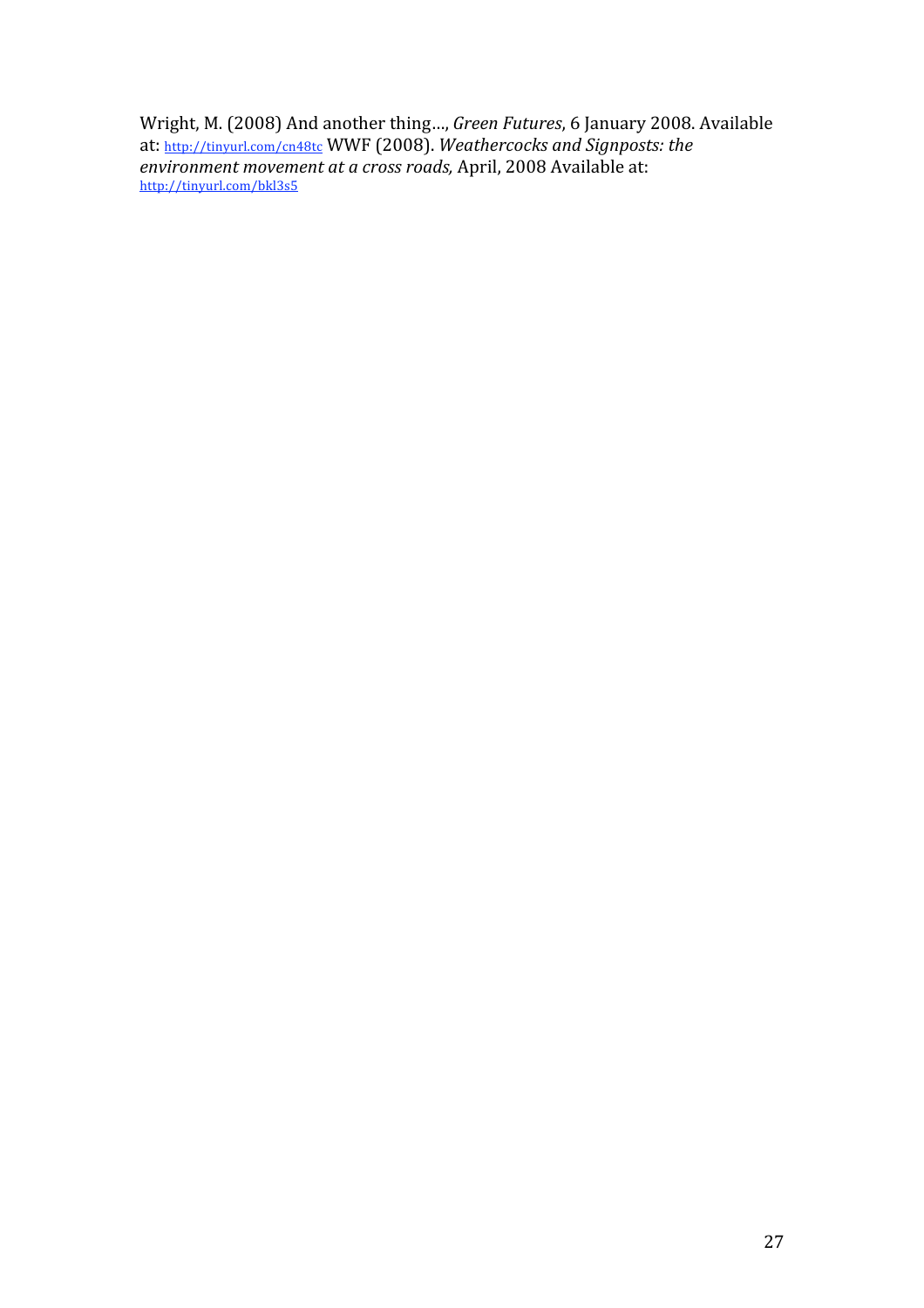Wright, M. (2008) And another thing…, *Green Futures*, 6 January 2008. Available at: http://tinyurl.com/cn48tc WWF (2008). *Weathercocks and Signposts: the environment movement at a cross roads,* April, 2008 Available at: http://tinyurl.com/bkl3s5